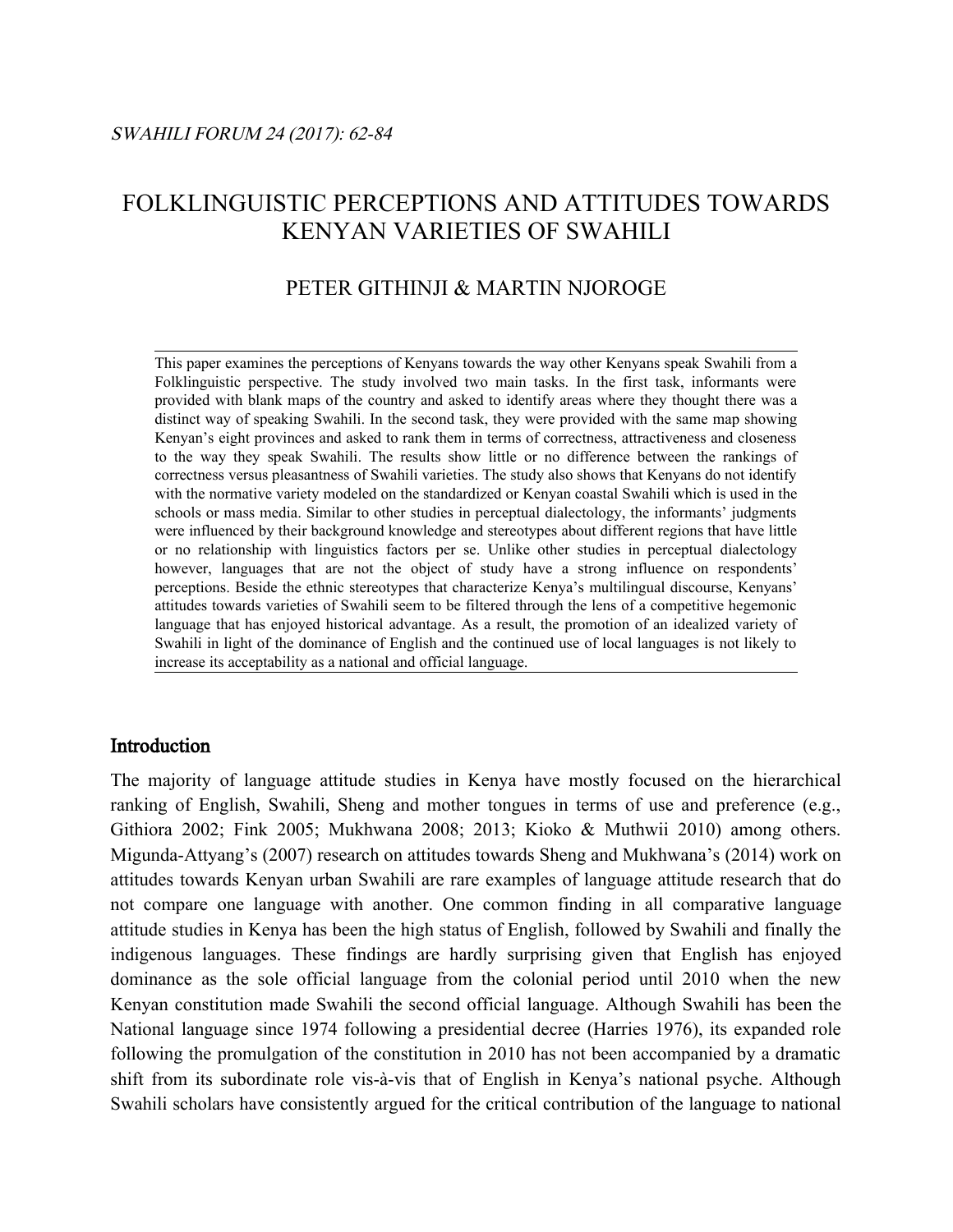# FOLKLINGUISTIC PERCEPTIONS AND ATTITUDES TOWARDS KENYAN VARIETIES OF SWAHILI

PETER GITHINJI & MARTIN NJOROGE

This paper examines the perceptions of Kenyans towards the way other Kenyans speak Swahili from a Folklinguistic perspective. The study involved two main tasks. In the first task, informants were provided with blank maps of the country and asked to identify areas where they thought there was a distinct way of speaking Swahili. In the second task, they were provided with the same map showing Kenyan's eight provinces and asked to rank them in terms of correctness, attractiveness and closeness to the way they speak Swahili. The results show little or no difference between the rankings of correctness versus pleasantness of Swahili varieties. The study also shows that Kenyans do not identify with the normative variety modeled on the standardized or Kenyan coastal Swahili which is used in the schools or mass media. Similar to other studies in perceptual dialectology, the informants' judgments were influenced by their background knowledge and stereotypes about different regions that have little or no relationship with linguistics factors per se. Unlike other studies in perceptual dialectology however, languages that are not the object of study have a strong influence on respondents' perceptions. Beside the ethnic stereotypes that characterize Kenya's multilingual discourse, Kenyans' attitudes towards varieties of Swahili seem to be filtered through the lens of a competitive hegemonic language that has enjoyed historical advantage. As a result, the promotion of an idealized variety of Swahili in light of the dominance of English and the continued use of local languages is not likely to increase its acceptability as a national and official language.

## Introduction

The majority of language attitude studies in Kenya have mostly focused on the hierarchical ranking of English, Swahili, Sheng and mother tongues in terms of use and preference (e.g., Githiora 2002; Fink 2005; Mukhwana 2008; 2013; Kioko & Muthwii 2010) among others. Migunda-Attyang's (2007) research on attitudes towards Sheng and Mukhwana's (2014) work on attitudes towards Kenyan urban Swahili are rare examples of language attitude research that do not compare one language with another. One common finding in all comparative language attitude studies in Kenya has been the high status of English, followed by Swahili and finally the indigenous languages. These findings are hardly surprising given that English has enjoyed dominance as the sole official language from the colonial period until 2010 when the new Kenyan constitution made Swahili the second official language. Although Swahili has been the National language since 1974 following a presidential decree (Harries 1976), its expanded role following the promulgation of the constitution in 2010 has not been accompanied by a dramatic shift from its subordinate role vis-à-vis that of English in Kenya's national psyche. Although Swahili scholars have consistently argued for the critical contribution of the language to national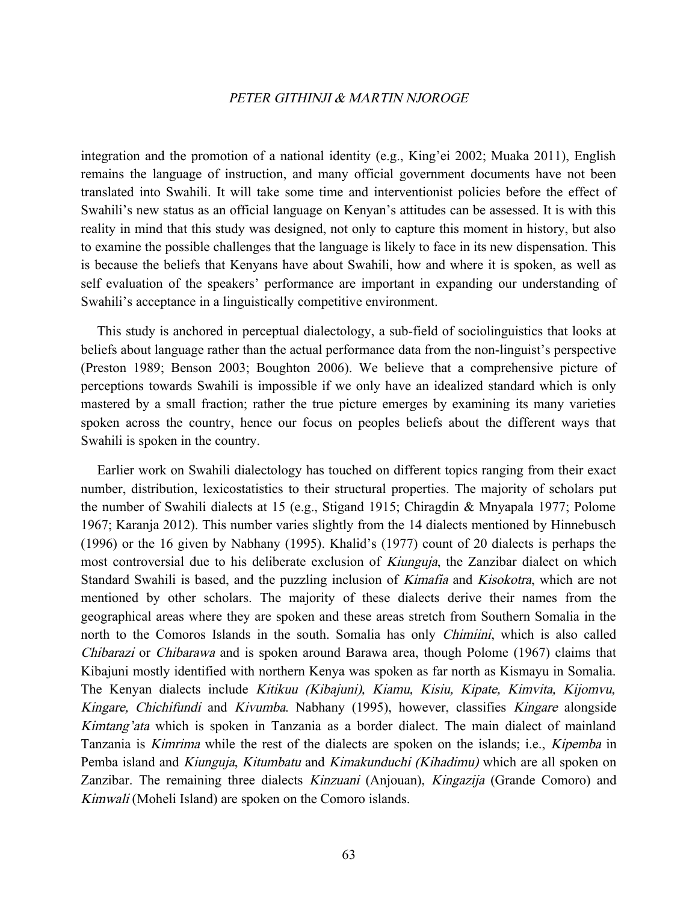integration and the promotion of a national identity (e.g., King'ei 2002; Muaka 2011), English remains the language of instruction, and many official government documents have not been translated into Swahili. It will take some time and interventionist policies before the effect of Swahili's new status as an official language on Kenyan's attitudes can be assessed. It is with this reality in mind that this study was designed, not only to capture this moment in history, but also to examine the possible challenges that the language is likely to face in its new dispensation. This is because the beliefs that Kenyans have about Swahili, how and where it is spoken, as well as self evaluation of the speakers' performance are important in expanding our understanding of Swahili's acceptance in a linguistically competitive environment.

This study is anchored in perceptual dialectology, a sub-field of sociolinguistics that looks at beliefs about language rather than the actual performance data from the non-linguist's perspective (Preston 1989; Benson 2003; Boughton 2006). We believe that a comprehensive picture of perceptions towards Swahili is impossible if we only have an idealized standard which is only mastered by a small fraction; rather the true picture emerges by examining its many varieties spoken across the country, hence our focus on peoples beliefs about the different ways that Swahili is spoken in the country.

Earlier work on Swahili dialectology has touched on different topics ranging from their exact number, distribution, lexicostatistics to their structural properties. The majority of scholars put the number of Swahili dialects at 15 (e.g., Stigand 1915; Chiragdin & Mnyapala 1977; Polome 1967; Karanja 2012). This number varies slightly from the 14 dialects mentioned by Hinnebusch (1996) or the 16 given by Nabhany (1995). Khalid's (1977) count of 20 dialects is perhaps the most controversial due to his deliberate exclusion of *Kiunguja*, the Zanzibar dialect on which Standard Swahili is based, and the puzzling inclusion of *Kimafia* and *Kisokotra*, which are not mentioned by other scholars. The majority of these dialects derive their names from the geographical areas where they are spoken and these areas stretch from Southern Somalia in the north to the Comoros Islands in the south. Somalia has only *Chimiini*, which is also called *Chibarazi* or *Chibarawa* and is spoken around Barawa area, though Polome (1967) claims that Kibajuni mostly identified with northern Kenya was spoken as far north as Kismayu in Somalia. The Kenyan dialects include *Kitikuu (Kibajuni), Kiamu, Kisiu, Kipate, Kimvita, Kijomvu, Kingare, Chichifundi* and *Kivumba*. Nabhany (1995), however, classifies *Kingare* alongside *Kimtang'ata* which is spoken in Tanzania as a border dialect. The main dialect of mainland Tanzania is *Kimrima* while the rest of the dialects are spoken on the islands; i.e., *Kipemba* in Pemba island and *Kiunguja*, *Kitumbatu* and *Kimakunduchi (Kihadimu)* which are all spoken on Zanzibar. The remaining three dialects *Kinzuani* (Anjouan), *Kingazija* (Grande Comoro) and *Kimwali* (Moheli Island) are spoken on the Comoro islands.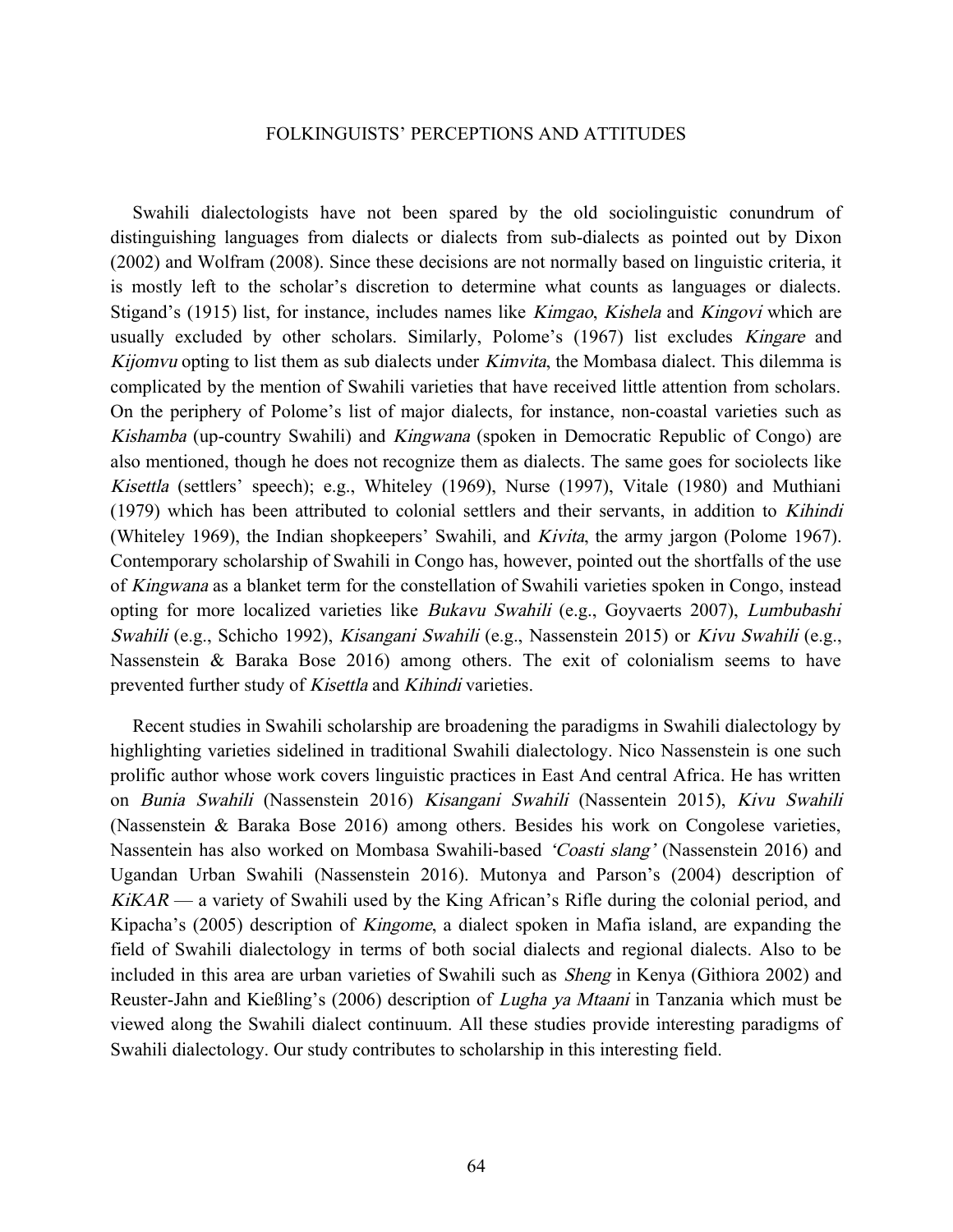Swahili dialectologists have not been spared by the old sociolinguistic conundrum of distinguishing languages from dialects or dialects from sub-dialects as pointed out by Dixon (2002) and Wolfram (2008). Since these decisions are not normally based on linguistic criteria, it is mostly left to the scholar's discretion to determine what counts as languages or dialects. Stigand's (1915) list, for instance, includes names like *Kimgao*, *Kishela* and *Kingovi* which are usually excluded by other scholars. Similarly, Polome's (1967) list excludes *Kingare* and *Kijomvu* opting to list them as sub dialects under *Kimvita*, the Mombasa dialect. This dilemma is complicated by the mention of Swahili varieties that have received little attention from scholars. On the periphery of Polome's list of major dialects, for instance, non-coastal varieties such as *Kishamba* (up-country Swahili) and *Kingwana* (spoken in Democratic Republic of Congo) are also mentioned, though he does not recognize them as dialects. The same goes for sociolects like *Kisettla* (settlers' speech); e.g., Whiteley (1969), Nurse (1997), Vitale (1980) and Muthiani (1979) which has been attributed to colonial settlers and their servants, in addition to *Kihindi* (Whiteley 1969), the Indian shopkeepers' Swahili, and *Kivita*, the army jargon (Polome 1967). Contemporary scholarship of Swahili in Congo has, however, pointed out the shortfalls of the use of *Kingwana* as a blanket term for the constellation of Swahili varieties spoken in Congo, instead opting for more localized varieties like *Bukavu Swahili* (e.g., Goyvaerts 2007), *Lumbubashi Swahili* (e.g., Schicho 1992), *Kisangani Swahili* (e.g., Nassenstein 2015) or *Kivu Swahili* (e.g., Nassenstein & Baraka Bose 2016) among others. The exit of colonialism seems to have prevented further study of *Kisettla* and *Kihindi* varieties.

Recent studies in Swahili scholarship are broadening the paradigms in Swahili dialectology by highlighting varieties sidelined in traditional Swahili dialectology. Nico Nassenstein is one such prolific author whose work covers linguistic practices in East And central Africa. He has written on *Bunia Swahili* (Nassenstein 2016) *Kisangani Swahili* (Nassentein 2015), *Kivu Swahili* (Nassenstein & Baraka Bose 2016) among others. Besides his work on Congolese varieties, Nassentein has also worked on Mombasa Swahili-based *'Coasti slang'* (Nassenstein 2016) and Ugandan Urban Swahili (Nassenstein 2016). Mutonya and Parson's (2004) description of *KiKAR* — a variety of Swahili used by the King African's Rifle during the colonial period, and Kipacha's (2005) description of *Kingome*, a dialect spoken in Mafia island, are expanding the field of Swahili dialectology in terms of both social dialects and regional dialects. Also to be included in this area are urban varieties of Swahili such as *Sheng* in Kenya (Githiora 2002) and Reuster-Jahn and Kießling's (2006) description of *Lugha ya Mtaani* in Tanzania which must be viewed along the Swahili dialect continuum. All these studies provide interesting paradigms of Swahili dialectology. Our study contributes to scholarship in this interesting field.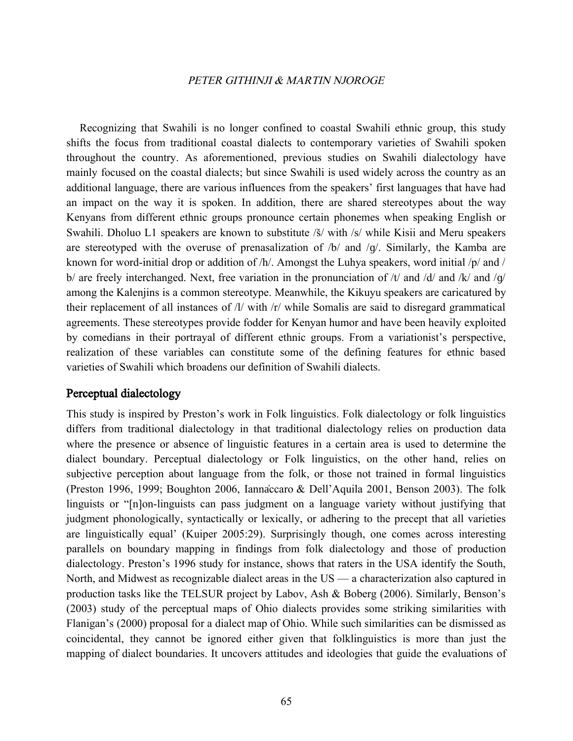Recognizing that Swahili is no longer confined to coastal Swahili ethnic group, this study shifts the focus from traditional coastal dialects to contemporary varieties of Swahili spoken throughout the country. As aforementioned, previous studies on Swahili dialectology have mainly focused on the coastal dialects; but since Swahili is used widely across the country as an additional language, there are various influences from the speakers' first languages that have had an impact on the way it is spoken. In addition, there are shared stereotypes about the way Kenyans from different ethnic groups pronounce certain phonemes when speaking English or Swahili. Dholuo L1 speakers are known to substitute /š/ with /s/ while Kisii and Meru speakers are stereotyped with the overuse of prenasalization of /b/ and /g/. Similarly, the Kamba are known for word-initial drop or addition of /h/. Amongst the Luhya speakers, word initial /p/ and /b/ are freely interchanged. Next, free variation in the pronunciation of /t/ and /d/ and /k/ and /g/ among the Kalenjins is a common stereotype. Meanwhile, the Kikuyu speakers are caricatured by their replacement of all instances of /l/ with /r/ while Somalis are said to disregard grammatical agreements. These stereotypes provide fodder for Kenyan humor and have been heavily exploited by comedians in their portrayal of different ethnic groups. From a variationist's perspective, realization of these variables can constitute some of the defining features for ethnic based varieties of Swahili which broadens our definition of Swahili dialects.

## Perceptual dialectology

This study is inspired by Preston's work in Folk linguistics. Folk dialectology or folk linguistics differs from traditional dialectology in that traditional dialectology relies on production data where the presence or absence of linguistic features in a certain area is used to determine the dialect boundary. Perceptual dialectology or Folk linguistics, on the other hand, relies on subjective perception about language from the folk, or those not trained in formal linguistics (Preston 1996, 1999; Boughton 2006, Iannàccaro & Dell'Aquila 2001, Benson 2003). The folk linguists or "[n]on-linguists can pass judgment on a language variety without justifying that judgment phonologically, syntactically or lexically, or adhering to the precept that all varieties are linguistically equal' (Kuiper 2005:29). Surprisingly though, one comes across interesting parallels on boundary mapping in findings from folk dialectology and those of production dialectology. Preston's 1996 study for instance, shows that raters in the USA identify the South, North, and Midwest as recognizable dialect areas in the US — a characterization also captured in production tasks like the TELSUR project by Labov, Ash & Boberg (2006). Similarly, Benson's (2003) study of the perceptual maps of Ohio dialects provides some striking similarities with Flanigan's (2000) proposal for a dialect map of Ohio. While such similarities can be dismissed as coincidental, they cannot be ignored either given that folklinguistics is more than just the mapping of dialect boundaries. It uncovers attitudes and ideologies that guide the evaluations of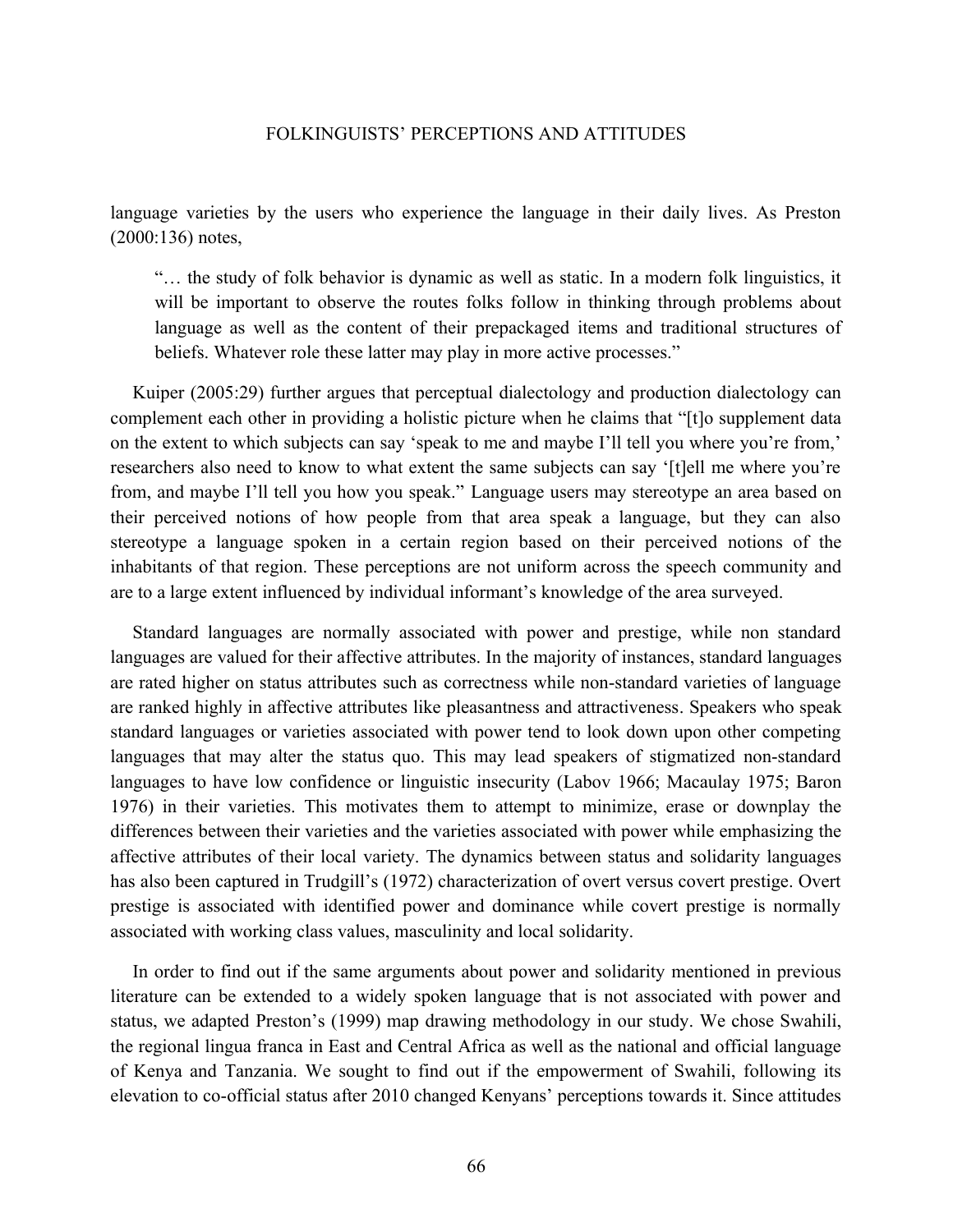language varieties by the users who experience the language in their daily lives. As Preston (2000:136) notes,

> "… the study of folk behavior is dynamic as well as static. In a modern folk linguistics, it will be important to observe the routes folks follow in thinking through problems about language as well as the content of their prepackaged items and traditional structures of beliefs. Whatever role these latter may play in more active processes."

Kuiper (2005:29) further argues that perceptual dialectology and production dialectology can complement each other in providing a holistic picture when he claims that "[t]o supplement data on the extent to which subjects can say 'speak to me and maybe I'll tell you where you're from,' researchers also need to know to what extent the same subjects can say '[t]ell me where you're from, and maybe I'll tell you how you speak." Language users may stereotype an area based on their perceived notions of how people from that area speak a language, but they can also stereotype a language spoken in a certain region based on their perceived notions of the inhabitants of that region. These perceptions are not uniform across the speech community and are to a large extent influenced by individual informant's knowledge of the area surveyed.

Standard languages are normally associated with power and prestige, while non standard languages are valued for their affective attributes. In the majority of instances, standard languages are rated higher on status attributes such as correctness while non-standard varieties of language are ranked highly in affective attributes like pleasantness and attractiveness. Speakers who speak standard languages or varieties associated with power tend to look down upon other competing languages that may alter the status quo. This may lead speakers of stigmatized non-standard languages to have low confidence or linguistic insecurity (Labov 1966; Macaulay 1975; Baron 1976) in their varieties. This motivates them to attempt to minimize, erase or downplay the differences between their varieties and the varieties associated with power while emphasizing the affective attributes of their local variety. The dynamics between status and solidarity languages has also been captured in Trudgill's (1972) characterization of overt versus covert prestige. Overt prestige is associated with identified power and dominance while covert prestige is normally associated with working class values, masculinity and local solidarity.

In order to find out if the same arguments about power and solidarity mentioned in previous literature can be extended to a widely spoken language that is not associated with power and status, we adapted Preston's (1999) map drawing methodology in our study. We chose Swahili, the regional lingua franca in East and Central Africa as well as the national and official language of Kenya and Tanzania. We sought to find out if the empowerment of Swahili, following its elevation to co-official status after 2010 changed Kenyans' perceptions towards it. Since attitudes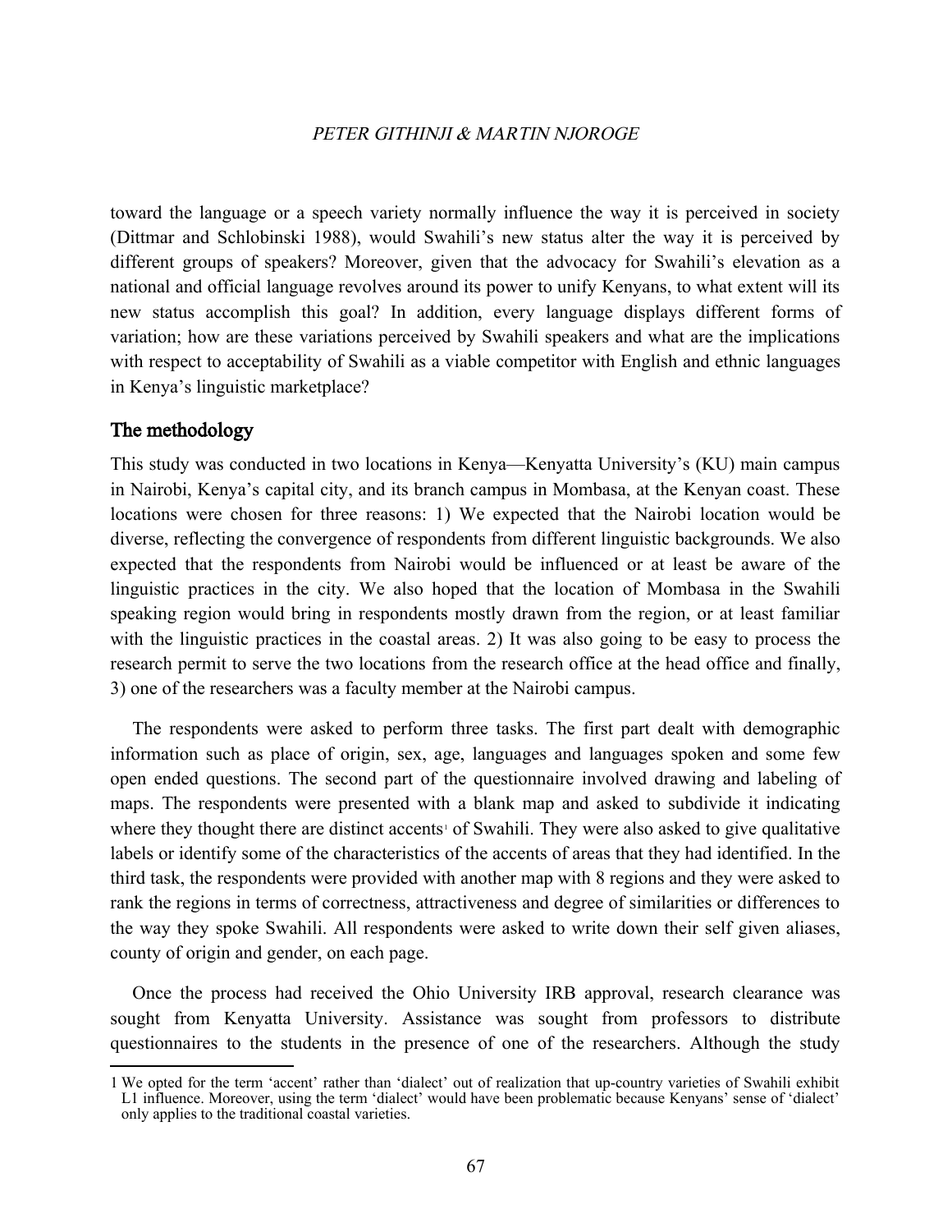toward the language or a speech variety normally influence the way it is perceived in society (Dittmar and Schlobinski 1988), would Swahili's new status alter the way it is perceived by different groups of speakers? Moreover, given that the advocacy for Swahili's elevation as a national and official language revolves around its power to unify Kenyans, to what extent will its new status accomplish this goal? In addition, every language displays different forms of variation; how are these variations perceived by Swahili speakers and what are the implications with respect to acceptability of Swahili as a viable competitor with English and ethnic languages in Kenya's linguistic marketplace?

## The methodology

This study was conducted in two locations in Kenya—Kenyatta University's (KU) main campus in Nairobi, Kenya's capital city, and its branch campus in Mombasa, at the Kenyan coast. These locations were chosen for three reasons: 1) We expected that the Nairobi location would be diverse, reflecting the convergence of respondents from different linguistic backgrounds. We also expected that the respondents from Nairobi would be influenced or at least be aware of the linguistic practices in the city. We also hoped that the location of Mombasa in the Swahili speaking region would bring in respondents mostly drawn from the region, or at least familiar with the linguistic practices in the coastal areas. 2) It was also going to be easy to process the research permit to serve the two locations from the research office at the head office and finally, 3) one of the researchers was a faculty member at the Nairobi campus.

The respondents were asked to perform three tasks. The first part dealt with demographic information such as place of origin, sex, age, languages and languages spoken and some few open ended questions. The second part of the questionnaire involved drawing and labeling of maps. The respondents were presented with a blank map and asked to subdivide it indicating where they thought there are distinct accents[1] of Swahili. They were also asked to give qualitative labels or identify some of the characteristics of the accents of areas that they had identified. In the third task, the respondents were provided with another map with 8 regions and they were asked to rank the regions in terms of correctness, attractiveness and degree of similarities or differences to the way they spoke Swahili. All respondents were asked to write down their self given aliases, county of origin and gender, on each page.

Once the process had received the Ohio University IRB approval, research clearance was sought from Kenyatta University. Assistance was sought from professors to distribute questionnaires to the students in the presence of one of the researchers. Although the study

1 We opted for the term 'accent' rather than 'dialect' out of realization that up-country varieties of Swahili exhibit L1 influence. Moreover, using the term 'dialect' would have been problematic because Kenyans' sense of 'dialect' only applies to the traditional coastal varieties.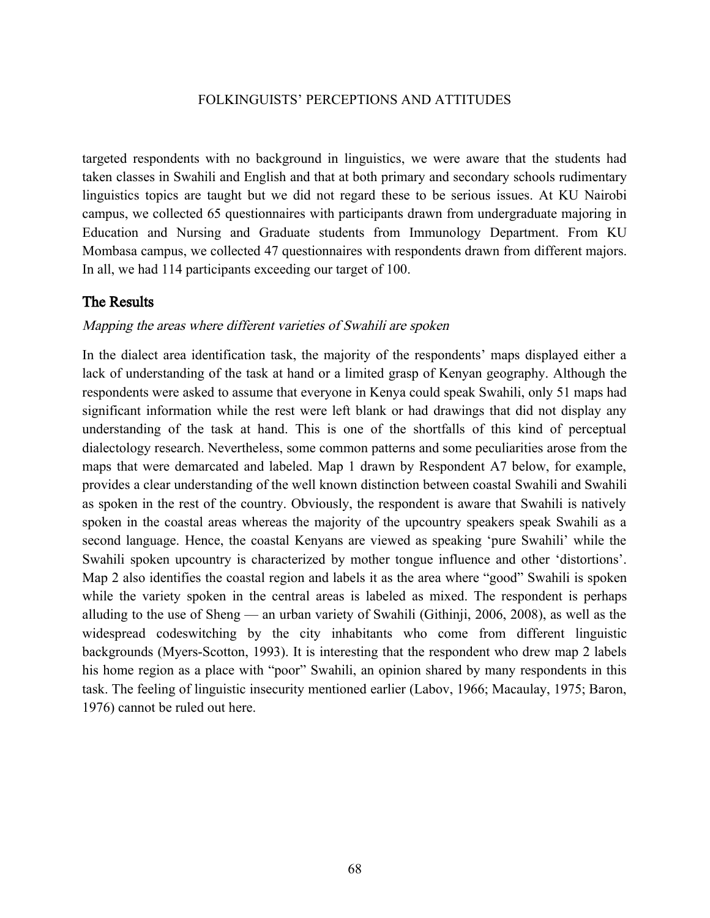targeted respondents with no background in linguistics, we were aware that the students had taken classes in Swahili and English and that at both primary and secondary schools rudimentary linguistics topics are taught but we did not regard these to be serious issues. At KU Nairobi campus, we collected 65 questionnaires with participants drawn from undergraduate majoring in Education and Nursing and Graduate students from Immunology Department. From KU Mombasa campus, we collected 47 questionnaires with respondents drawn from different majors. In all, we had 114 participants exceeding our target of 100.

## The Results

*Mapping the areas where different varieties of Swahili are spoken*

In the dialect area identification task, the majority of the respondents' maps displayed either a lack of understanding of the task at hand or a limited grasp of Kenyan geography. Although the respondents were asked to assume that everyone in Kenya could speak Swahili, only 51 maps had significant information while the rest were left blank or had drawings that did not display any understanding of the task at hand. This is one of the shortfalls of this kind of perceptual dialectology research. Nevertheless, some common patterns and some peculiarities arose from the maps that were demarcated and labeled. Map 1 drawn by Respondent A7 below, for example, provides a clear understanding of the well known distinction between coastal Swahili and Swahili as spoken in the rest of the country. Obviously, the respondent is aware that Swahili is natively spoken in the coastal areas whereas the majority of the upcountry speakers speak Swahili as a second language. Hence, the coastal Kenyans are viewed as speaking 'pure Swahili' while the Swahili spoken upcountry is characterized by mother tongue influence and other 'distortions'. Map 2 also identifies the coastal region and labels it as the area where "good" Swahili is spoken while the variety spoken in the central areas is labeled as mixed. The respondent is perhaps alluding to the use of Sheng — an urban variety of Swahili (Githinji, 2006, 2008), as well as the widespread codeswitching by the city inhabitants who come from different linguistic backgrounds (Myers-Scotton, 1993). It is interesting that the respondent who drew map 2 labels his home region as a place with "poor" Swahili, an opinion shared by many respondents in this task. The feeling of linguistic insecurity mentioned earlier (Labov, 1966; Macaulay, 1975; Baron, 1976) cannot be ruled out here.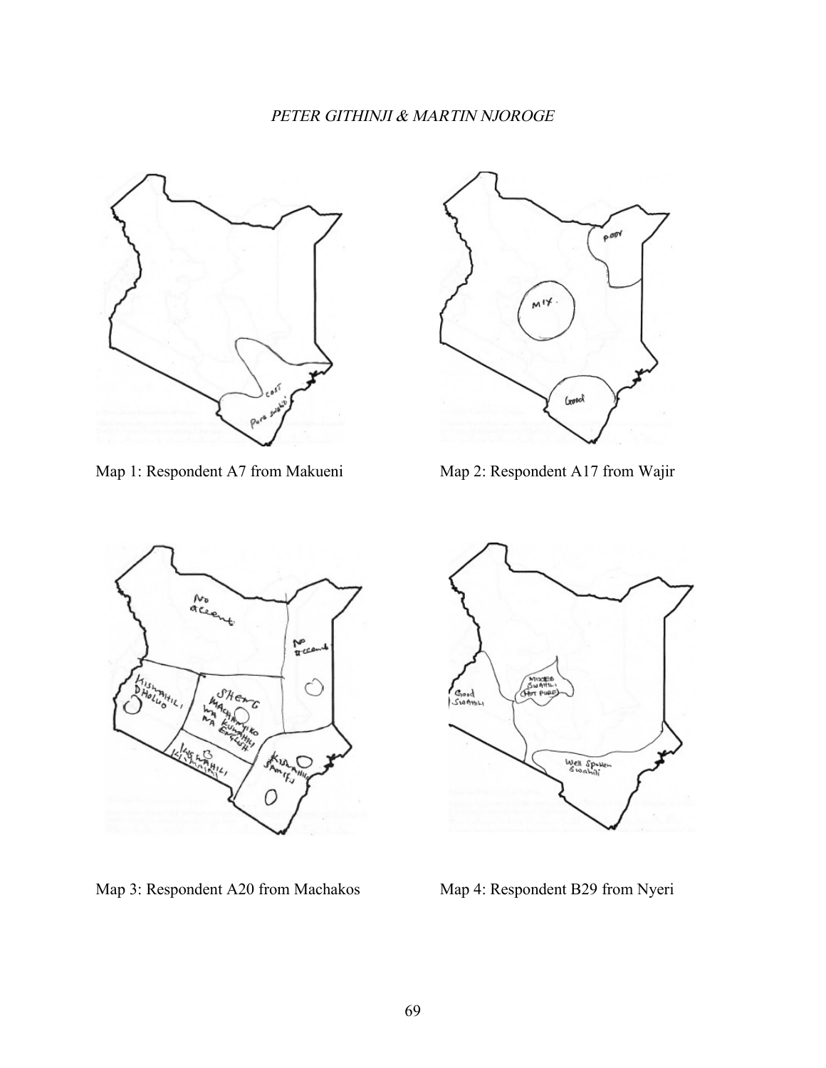Map 1: Respondent A7 from Makueni

Map 2: Respondent A17 from Wajir

Map 3: Respondent A20 from Machakos

Map 4: Respondent B29 from Nyeri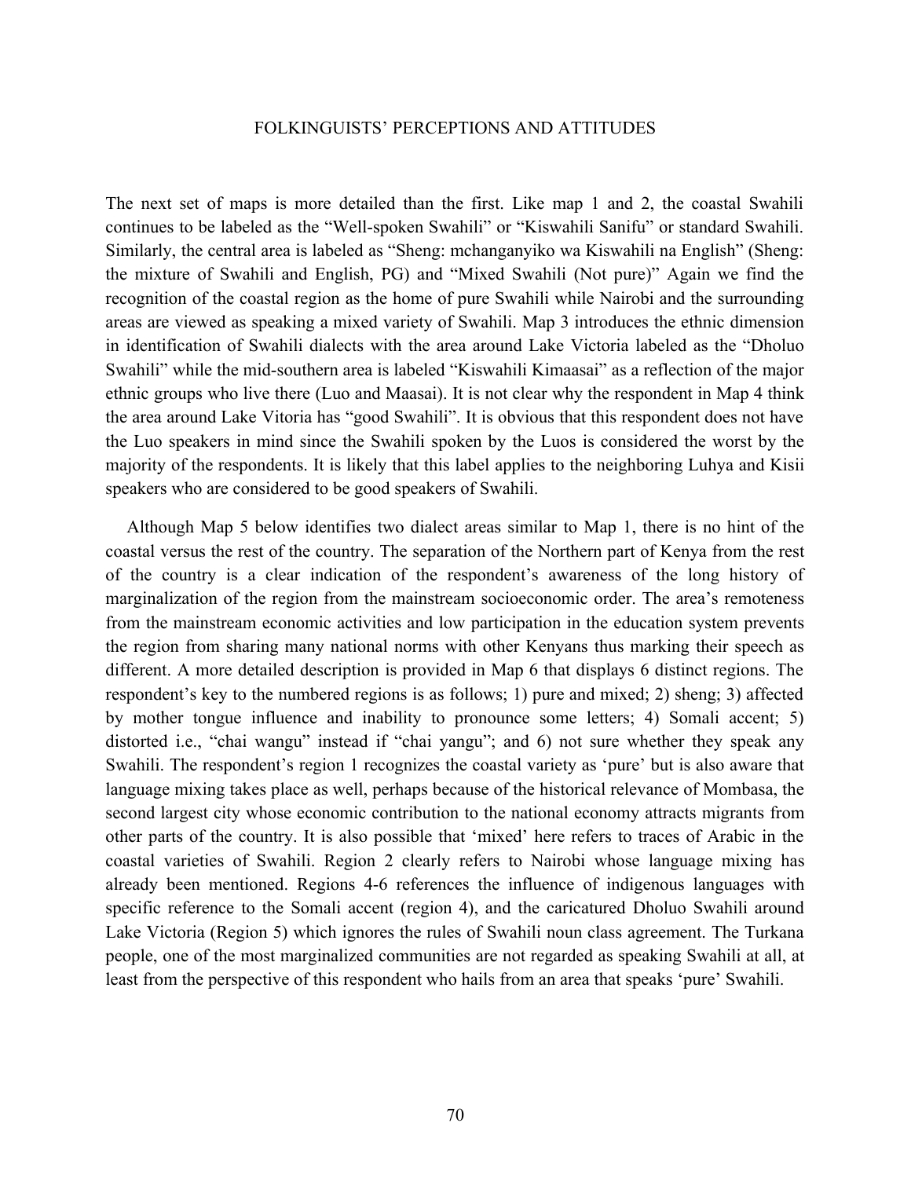The next set of maps is more detailed than the first. Like map 1 and 2, the coastal Swahili continues to be labeled as the "Well-spoken Swahili" or "Kiswahili Sanifu" or standard Swahili. Similarly, the central area is labeled as "Sheng: mchanganyiko wa Kiswahili na English" (Sheng: the mixture of Swahili and English, PG) and "Mixed Swahili (Not pure)" Again we find the recognition of the coastal region as the home of pure Swahili while Nairobi and the surrounding areas are viewed as speaking a mixed variety of Swahili. Map 3 introduces the ethnic dimension in identification of Swahili dialects with the area around Lake Victoria labeled as the "Dholuo Swahili" while the mid-southern area is labeled "Kiswahili Kimaasai" as a reflection of the major ethnic groups who live there (Luo and Maasai). It is not clear why the respondent in Map 4 think the area around Lake Vitoria has "good Swahili". It is obvious that this respondent does not have the Luo speakers in mind since the Swahili spoken by the Luos is considered the worst by the majority of the respondents. It is likely that this label applies to the neighboring Luhya and Kisii speakers who are considered to be good speakers of Swahili.

Although Map 5 below identifies two dialect areas similar to Map 1, there is no hint of the coastal versus the rest of the country. The separation of the Northern part of Kenya from the rest of the country is a clear indication of the respondent's awareness of the long history of marginalization of the region from the mainstream socioeconomic order. The area's remoteness from the mainstream economic activities and low participation in the education system prevents the region from sharing many national norms with other Kenyans thus marking their speech as different. A more detailed description is provided in Map 6 that displays 6 distinct regions. The respondent's key to the numbered regions is as follows; 1) pure and mixed; 2) sheng; 3) affected by mother tongue influence and inability to pronounce some letters; 4) Somali accent; 5) distorted i.e., "chai wangu" instead if "chai yangu"; and 6) not sure whether they speak any Swahili. The respondent's region 1 recognizes the coastal variety as 'pure' but is also aware that language mixing takes place as well, perhaps because of the historical relevance of Mombasa, the second largest city whose economic contribution to the national economy attracts migrants from other parts of the country. It is also possible that 'mixed' here refers to traces of Arabic in the coastal varieties of Swahili. Region 2 clearly refers to Nairobi whose language mixing has already been mentioned. Regions 4-6 references the influence of indigenous languages with specific reference to the Somali accent (region 4), and the caricatured Dholuo Swahili around Lake Victoria (Region 5) which ignores the rules of Swahili noun class agreement. The Turkana people, one of the most marginalized communities are not regarded as speaking Swahili at all, at least from the perspective of this respondent who hails from an area that speaks 'pure' Swahili.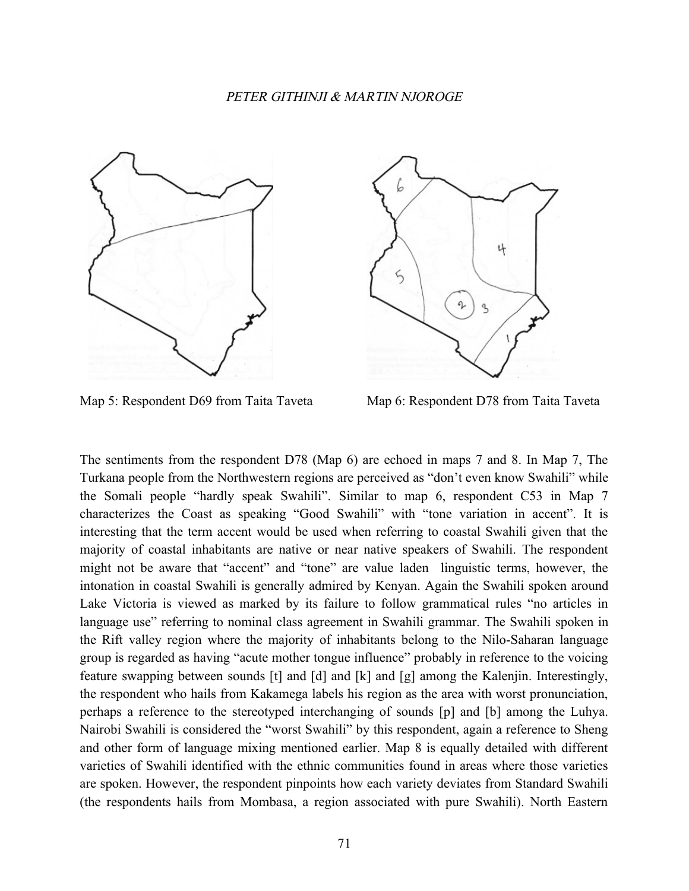Map 5: Respondent D69 from Taita Taveta

Map 6: Respondent D78 from Taita Taveta

The sentiments from the respondent D78 (Map 6) are echoed in maps 7 and 8. In Map 7, The Turkana people from the Northwestern regions are perceived as "don't even know Swahili" while the Somali people "hardly speak Swahili". Similar to map 6, respondent C53 in Map 7 characterizes the Coast as speaking "Good Swahili" with "tone variation in accent". It is interesting that the term accent would be used when referring to coastal Swahili given that the majority of coastal inhabitants are native or near native speakers of Swahili. The respondent might not be aware that "accent" and "tone" are value laden linguistic terms, however, the intonation in coastal Swahili is generally admired by Kenyan. Again the Swahili spoken around Lake Victoria is viewed as marked by its failure to follow grammatical rules "no articles in language use" referring to nominal class agreement in Swahili grammar. The Swahili spoken in the Rift valley region where the majority of inhabitants belong to the Nilo-Saharan language group is regarded as having "acute mother tongue influence" probably in reference to the voicing feature swapping between sounds [t] and [d] and [k] and [g] among the Kalenjin. Interestingly, the respondent who hails from Kakamega labels his region as the area with worst pronunciation, perhaps a reference to the stereotyped interchanging of sounds [p] and [b] among the Luhya. Nairobi Swahili is considered the "worst Swahili" by this respondent, again a reference to Sheng and other form of language mixing mentioned earlier. Map 8 is equally detailed with different varieties of Swahili identified with the ethnic communities found in areas where those varieties are spoken. However, the respondent pinpoints how each variety deviates from Standard Swahili (the respondents hails from Mombasa, a region associated with pure Swahili). North Eastern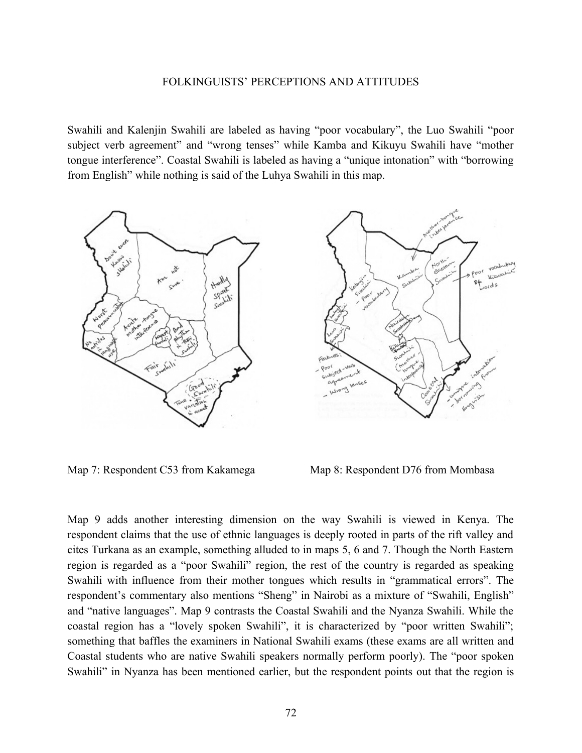Swahili and Kalenjin Swahili are labeled as having "poor vocabulary", the Luo Swahili "poor subject verb agreement" and "wrong tenses" while Kamba and Kikuyu Swahili have "mother tongue interference". Coastal Swahili is labeled as having a "unique intonation" with "borrowing from English" while nothing is said of the Luhya Swahili in this map.

Map 7: Respondent C53 from Kakamega

Map 8: Respondent D76 from Mombasa

Map 9 adds another interesting dimension on the way Swahili is viewed in Kenya. The respondent claims that the use of ethnic languages is deeply rooted in parts of the rift valley and cites Turkana as an example, something alluded to in maps 5, 6 and 7. Though the North Eastern region is regarded as a "poor Swahili" region, the rest of the country is regarded as speaking Swahili with influence from their mother tongues which results in "grammatical errors". The respondent's commentary also mentions "Sheng" in Nairobi as a mixture of "Swahili, English" and "native languages". Map 9 contrasts the Coastal Swahili and the Nyanza Swahili. While the coastal region has a "lovely spoken Swahili", it is characterized by "poor written Swahili"; something that baffles the examiners in National Swahili exams (these exams are all written and Coastal students who are native Swahili speakers normally perform poorly). The "poor spoken Swahili" in Nyanza has been mentioned earlier, but the respondent points out that the region is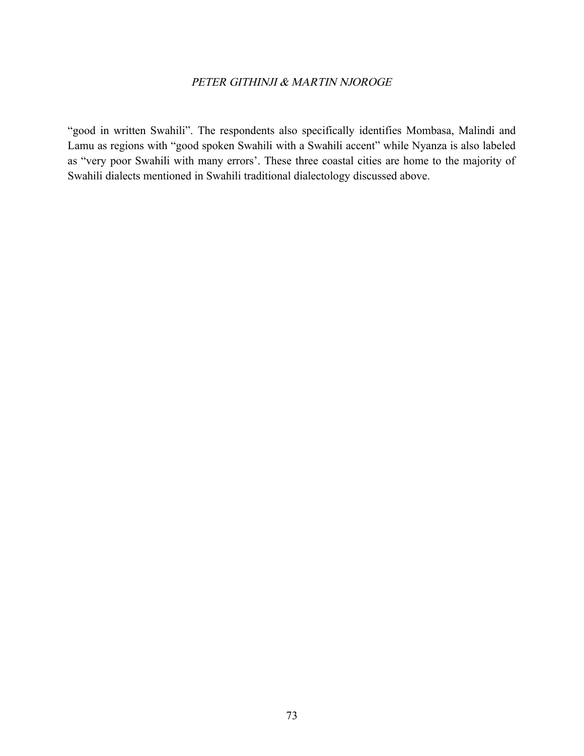"good in written Swahili". The respondents also specifically identifies Mombasa, Malindi and Lamu as regions with "good spoken Swahili with a Swahili accent" while Nyanza is also labeled as "very poor Swahili with many errors'. These three coastal cities are home to the majority of Swahili dialects mentioned in Swahili traditional dialectology discussed above.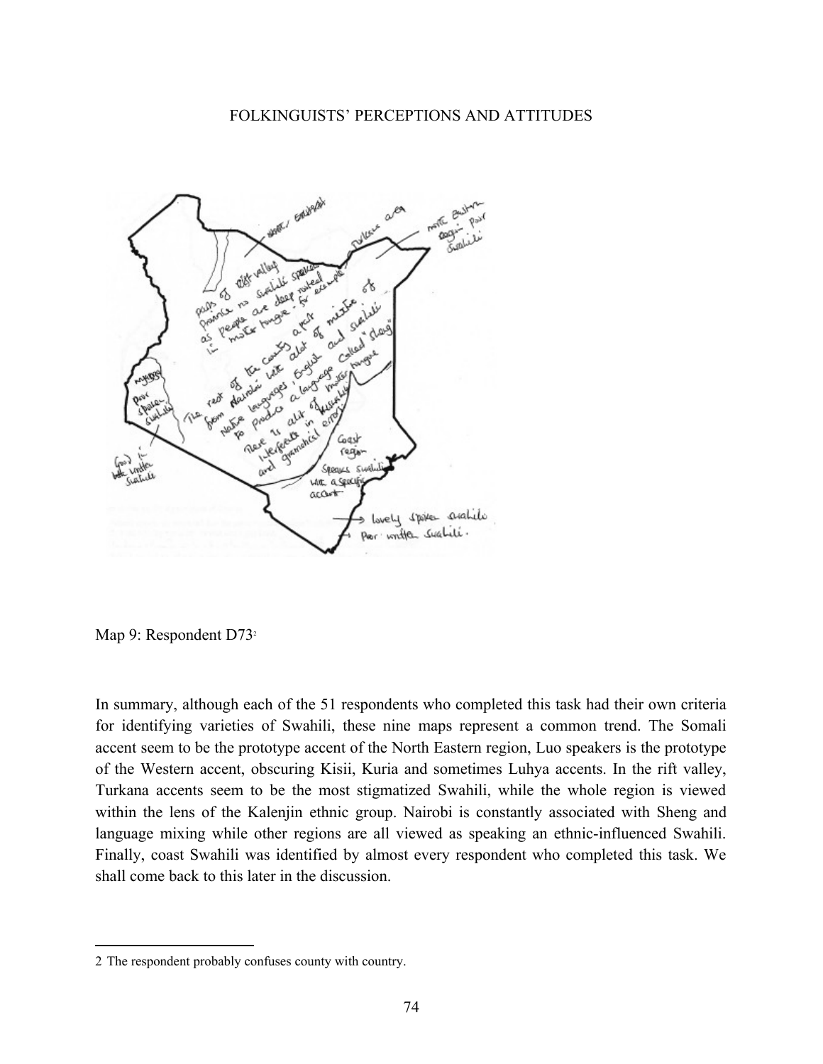Map 9: Respondent D73[2]

In summary, although each of the 51 respondents who completed this task had their own criteria for identifying varieties of Swahili, these nine maps represent a common trend. The Somali accent seem to be the prototype accent of the North Eastern region, Luo speakers is the prototype of the Western accent, obscuring Kisii, Kuria and sometimes Luhya accents. In the rift valley, Turkana accents seem to be the most stigmatized Swahili, while the whole region is viewed within the lens of the Kalenjin ethnic group. Nairobi is constantly associated with Sheng and language mixing while other regions are all viewed as speaking an ethnic-influenced Swahili. Finally, coast Swahili was identified by almost every respondent who completed this task. We shall come back to this later in the discussion.

---

2 The respondent probably confuses county with country.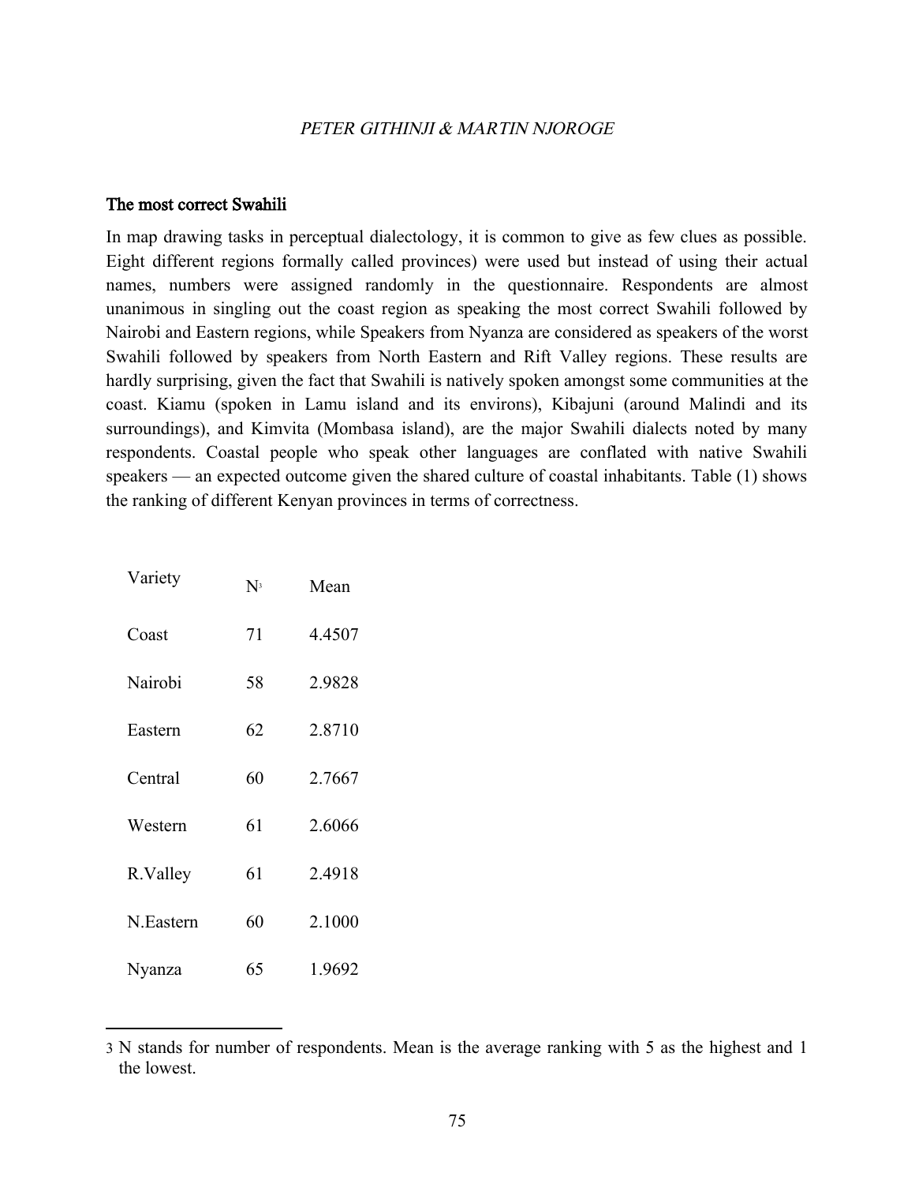## The most correct Swahili

In map drawing tasks in perceptual dialectology, it is common to give as few clues as possible. Eight different regions formally called provinces) were used but instead of using their actual names, numbers were assigned randomly in the questionnaire. Respondents are almost unanimous in singling out the coast region as speaking the most correct Swahili followed by Nairobi and Eastern regions, while Speakers from Nyanza are considered as speakers of the worst Swahili followed by speakers from North Eastern and Rift Valley regions. These results are hardly surprising, given the fact that Swahili is natively spoken amongst some communities at the coast. Kiamu (spoken in Lamu island and its environs), Kibajuni (around Malindi and its surroundings), and Kimvita (Mombasa island), are the major Swahili dialects noted by many respondents. Coastal people who speak other languages are conflated with native Swahili speakers — an expected outcome given the shared culture of coastal inhabitants. Table (1) shows the ranking of different Kenyan provinces in terms of correctness.

| Variety | N[3] | Mean |
|---|---|---|
| Coast | 71 | 4.4507 |
| Nairobi | 58 | 2.9828 |
| Eastern | 62 | 2.8710 |
| Central | 60 | 2.7667 |
| Western | 61 | 2.6066 |
| R.Valley | 61 | 2.4918 |
| N.Eastern | 60 | 2.1000 |
| Nyanza | 65 | 1.9692 |

[3] N stands for number of respondents. Mean is the average ranking with 5 as the highest and 1 the lowest.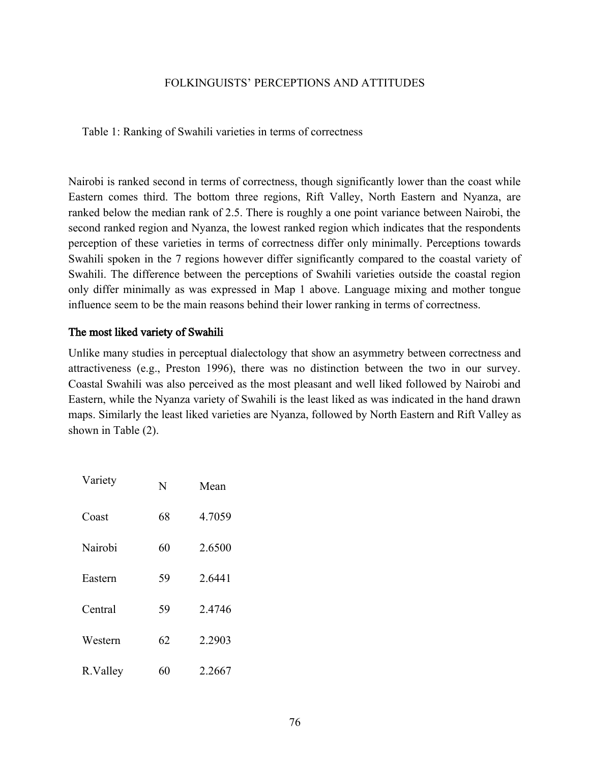Table 1: Ranking of Swahili varieties in terms of correctness

Nairobi is ranked second in terms of correctness, though significantly lower than the coast while Eastern comes third. The bottom three regions, Rift Valley, North Eastern and Nyanza, are ranked below the median rank of 2.5. There is roughly a one point variance between Nairobi, the second ranked region and Nyanza, the lowest ranked region which indicates that the respondents perception of these varieties in terms of correctness differ only minimally. Perceptions towards Swahili spoken in the 7 regions however differ significantly compared to the coastal variety of Swahili. The difference between the perceptions of Swahili varieties outside the coastal region only differ minimally as was expressed in Map 1 above. Language mixing and mother tongue influence seem to be the main reasons behind their lower ranking in terms of correctness.

### The most liked variety of Swahili

Unlike many studies in perceptual dialectology that show an asymmetry between correctness and attractiveness (e.g., Preston 1996), there was no distinction between the two in our survey. Coastal Swahili was also perceived as the most pleasant and well liked followed by Nairobi and Eastern, while the Nyanza variety of Swahili is the least liked as was indicated in the hand drawn maps. Similarly the least liked varieties are Nyanza, followed by North Eastern and Rift Valley as shown in Table (2).

| Variety | N | Mean |
|---|---|---|
| Coast | 68 | 4.7059 |
| Nairobi | 60 | 2.6500 |
| Eastern | 59 | 2.6441 |
| Central | 59 | 2.4746 |
| Western | 62 | 2.2903 |
| R.Valley | 60 | 2.2667 |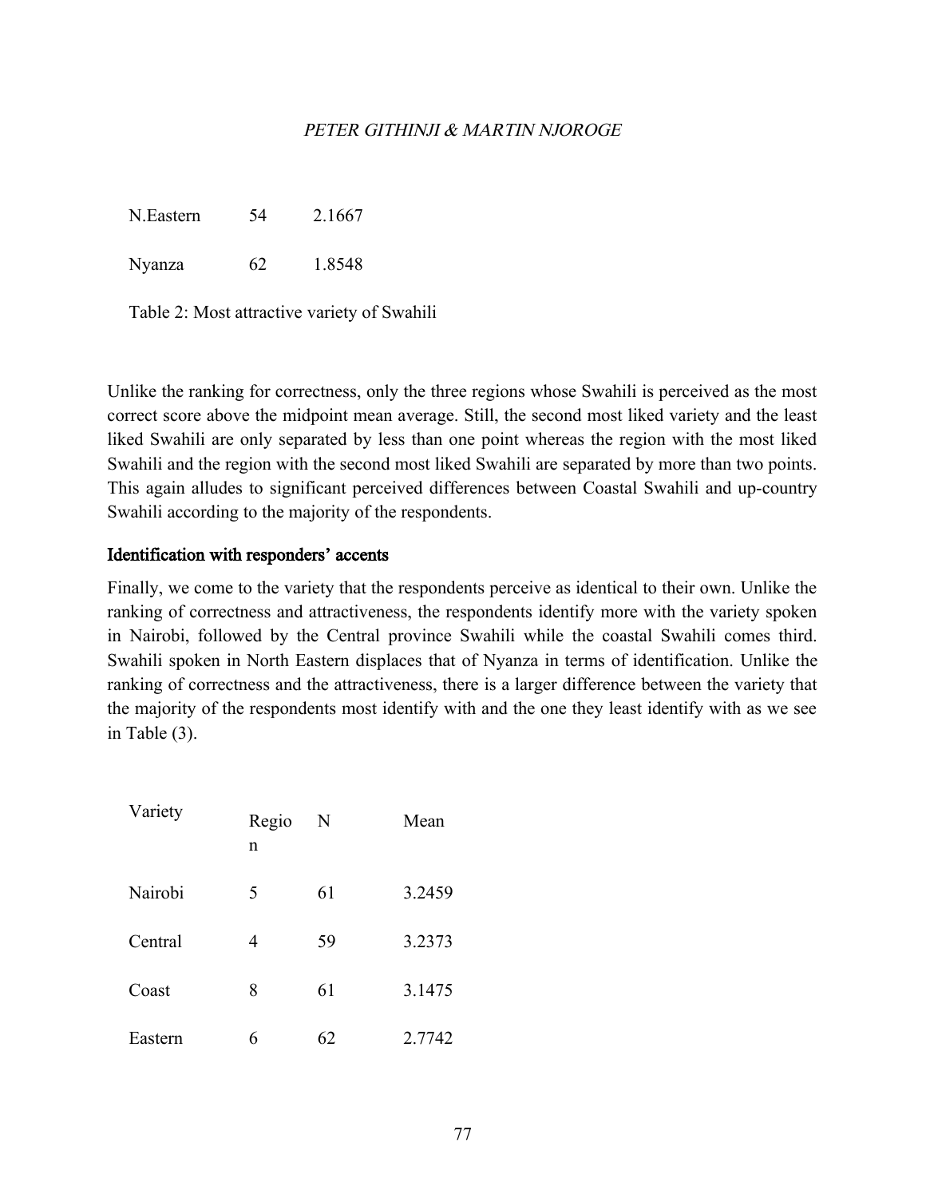| | | |
|---|---|---|
| N.Eastern | 54 | 2.1667 |
| Nyanza | 62 | 1.8548 |

Table 2: Most attractive variety of Swahili

Unlike the ranking for correctness, only the three regions whose Swahili is perceived as the most correct score above the midpoint mean average. Still, the second most liked variety and the least liked Swahili are only separated by less than one point whereas the region with the most liked Swahili and the region with the second most liked Swahili are separated by more than two points. This again alludes to significant perceived differences between Coastal Swahili and up-country Swahili according to the majority of the respondents.

## Identification with responders' accents

Finally, we come to the variety that the respondents perceive as identical to their own. Unlike the ranking of correctness and attractiveness, the respondents identify more with the variety spoken in Nairobi, followed by the Central province Swahili while the coastal Swahili comes third. Swahili spoken in North Eastern displaces that of Nyanza in terms of identification. Unlike the ranking of correctness and the attractiveness, there is a larger difference between the variety that the majority of the respondents most identify with and the one they least identify with as we see in Table (3).

| Variety | Region | N | Mean |
|---|---|---|---|
| Nairobi | 5 | 61 | 3.2459 |
| Central | 4 | 59 | 3.2373 |
| Coast | 8 | 61 | 3.1475 |
| Eastern | 6 | 62 | 2.7742 |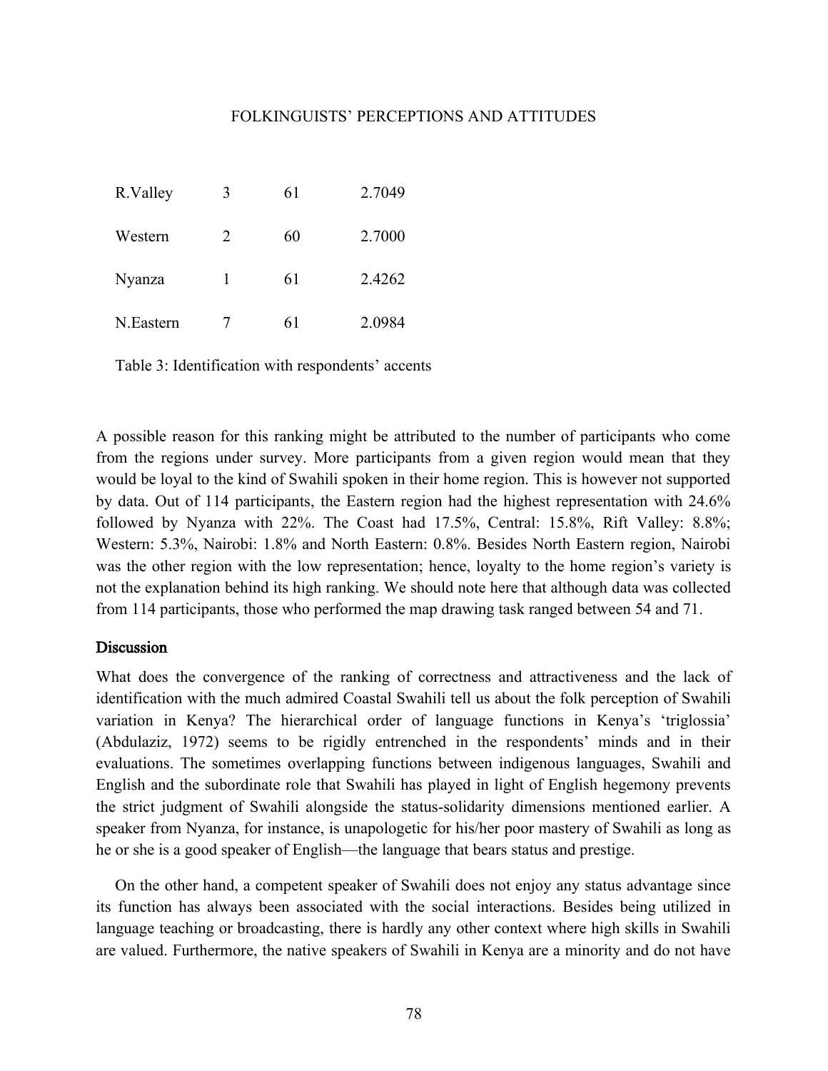| | | | |
|---|---|---|---|
| R.Valley | 3 | 61 | 2.7049 |
| Western | 2 | 60 | 2.7000 |
| Nyanza | 1 | 61 | 2.4262 |
| N.Eastern | 7 | 61 | 2.0984 |

Table 3: Identification with respondents' accents

A possible reason for this ranking might be attributed to the number of participants who come from the regions under survey. More participants from a given region would mean that they would be loyal to the kind of Swahili spoken in their home region. This is however not supported by data. Out of 114 participants, the Eastern region had the highest representation with 24.6% followed by Nyanza with 22%. The Coast had 17.5%, Central: 15.8%, Rift Valley: 8.8%; Western: 5.3%, Nairobi: 1.8% and North Eastern: 0.8%. Besides North Eastern region, Nairobi was the other region with the low representation; hence, loyalty to the home region's variety is not the explanation behind its high ranking. We should note here that although data was collected from 114 participants, those who performed the map drawing task ranged between 54 and 71.

## Discussion

What does the convergence of the ranking of correctness and attractiveness and the lack of identification with the much admired Coastal Swahili tell us about the folk perception of Swahili variation in Kenya? The hierarchical order of language functions in Kenya's 'triglossia' (Abdulaziz, 1972) seems to be rigidly entrenched in the respondents' minds and in their evaluations. The sometimes overlapping functions between indigenous languages, Swahili and English and the subordinate role that Swahili has played in light of English hegemony prevents the strict judgment of Swahili alongside the status-solidarity dimensions mentioned earlier. A speaker from Nyanza, for instance, is unapologetic for his/her poor mastery of Swahili as long as he or she is a good speaker of English—the language that bears status and prestige.

On the other hand, a competent speaker of Swahili does not enjoy any status advantage since its function has always been associated with the social interactions. Besides being utilized in language teaching or broadcasting, there is hardly any other context where high skills in Swahili are valued. Furthermore, the native speakers of Swahili in Kenya are a minority and do not have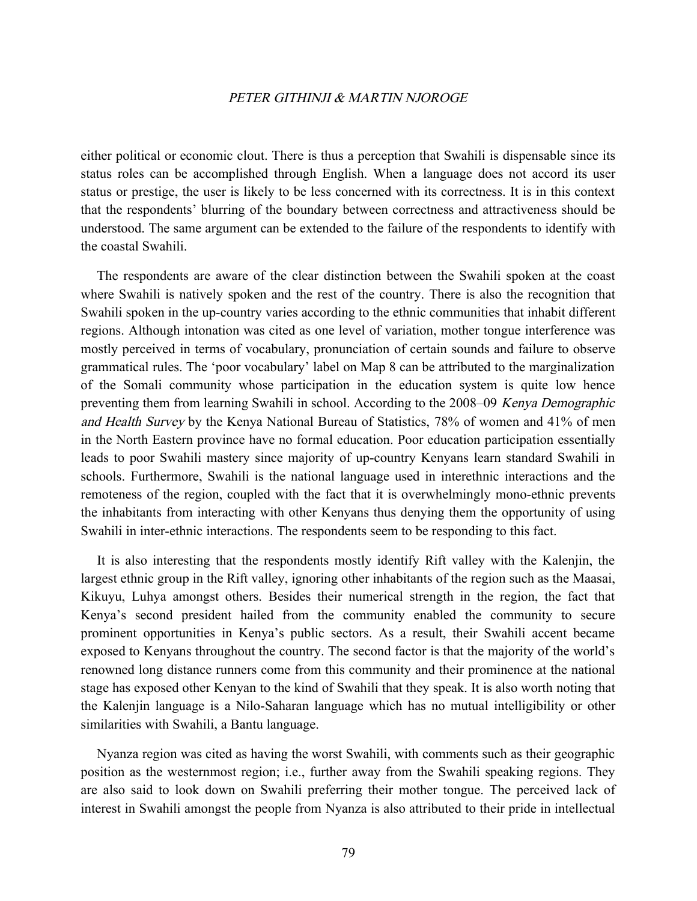either political or economic clout. There is thus a perception that Swahili is dispensable since its status roles can be accomplished through English. When a language does not accord its user status or prestige, the user is likely to be less concerned with its correctness. It is in this context that the respondents' blurring of the boundary between correctness and attractiveness should be understood. The same argument can be extended to the failure of the respondents to identify with the coastal Swahili.

The respondents are aware of the clear distinction between the Swahili spoken at the coast where Swahili is natively spoken and the rest of the country. There is also the recognition that Swahili spoken in the up-country varies according to the ethnic communities that inhabit different regions. Although intonation was cited as one level of variation, mother tongue interference was mostly perceived in terms of vocabulary, pronunciation of certain sounds and failure to observe grammatical rules. The 'poor vocabulary' label on Map 8 can be attributed to the marginalization of the Somali community whose participation in the education system is quite low hence preventing them from learning Swahili in school. According to the 2008–09 *Kenya Demographic and Health Survey* by the Kenya National Bureau of Statistics, 78% of women and 41% of men in the North Eastern province have no formal education. Poor education participation essentially leads to poor Swahili mastery since majority of up-country Kenyans learn standard Swahili in schools. Furthermore, Swahili is the national language used in interethnic interactions and the remoteness of the region, coupled with the fact that it is overwhelmingly mono-ethnic prevents the inhabitants from interacting with other Kenyans thus denying them the opportunity of using Swahili in inter-ethnic interactions. The respondents seem to be responding to this fact.

It is also interesting that the respondents mostly identify Rift valley with the Kalenjin, the largest ethnic group in the Rift valley, ignoring other inhabitants of the region such as the Maasai, Kikuyu, Luhya amongst others. Besides their numerical strength in the region, the fact that Kenya's second president hailed from the community enabled the community to secure prominent opportunities in Kenya's public sectors. As a result, their Swahili accent became exposed to Kenyans throughout the country. The second factor is that the majority of the world's renowned long distance runners come from this community and their prominence at the national stage has exposed other Kenyan to the kind of Swahili that they speak. It is also worth noting that the Kalenjin language is a Nilo-Saharan language which has no mutual intelligibility or other similarities with Swahili, a Bantu language.

Nyanza region was cited as having the worst Swahili, with comments such as their geographic position as the westernmost region; i.e., further away from the Swahili speaking regions. They are also said to look down on Swahili preferring their mother tongue. The perceived lack of interest in Swahili amongst the people from Nyanza is also attributed to their pride in intellectual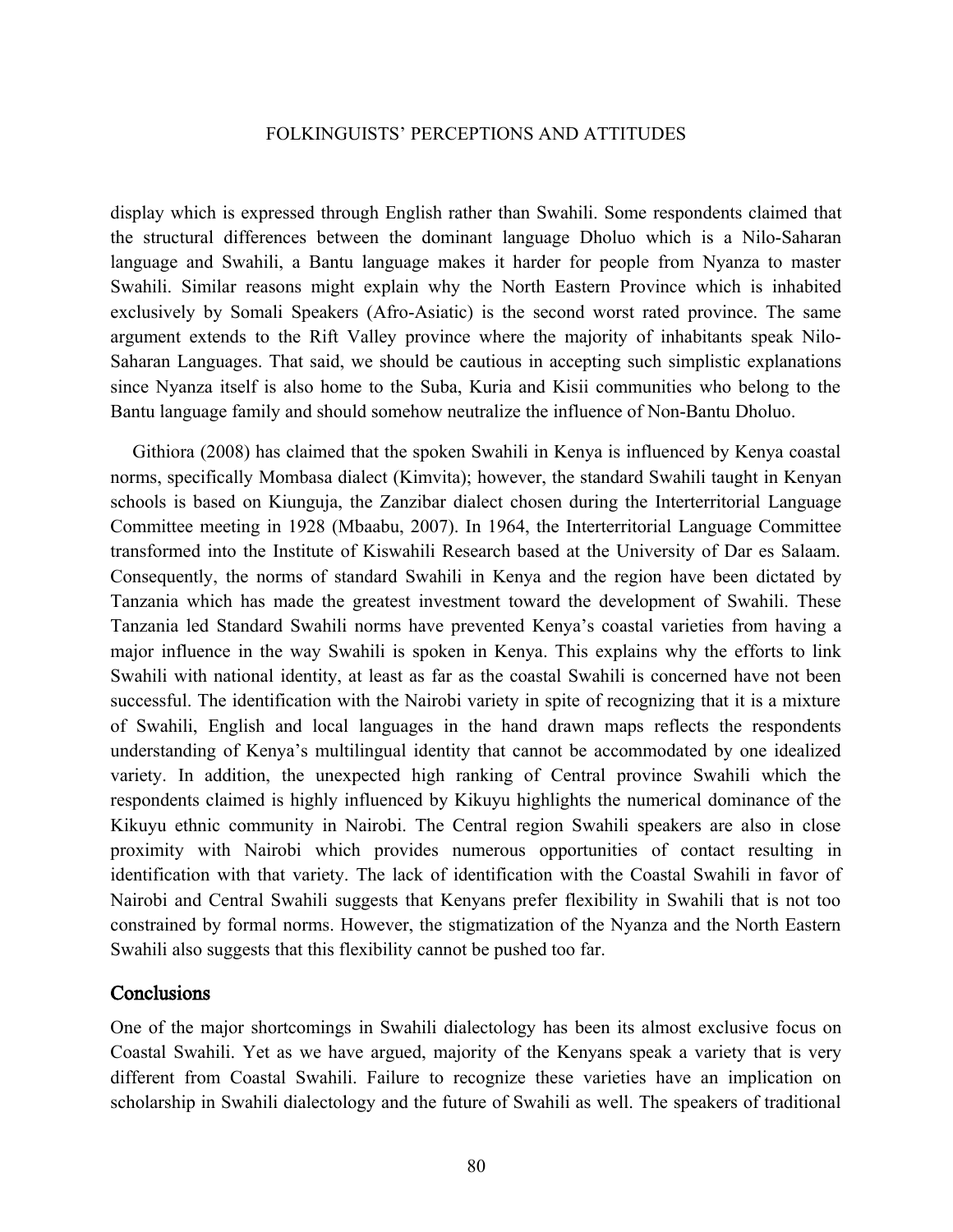display which is expressed through English rather than Swahili. Some respondents claimed that the structural differences between the dominant language Dholuo which is a Nilo-Saharan language and Swahili, a Bantu language makes it harder for people from Nyanza to master Swahili. Similar reasons might explain why the North Eastern Province which is inhabited exclusively by Somali Speakers (Afro-Asiatic) is the second worst rated province. The same argument extends to the Rift Valley province where the majority of inhabitants speak Nilo-Saharan Languages. That said, we should be cautious in accepting such simplistic explanations since Nyanza itself is also home to the Suba, Kuria and Kisii communities who belong to the Bantu language family and should somehow neutralize the influence of Non-Bantu Dholuo.

Githiora (2008) has claimed that the spoken Swahili in Kenya is influenced by Kenya coastal norms, specifically Mombasa dialect (Kimvita); however, the standard Swahili taught in Kenyan schools is based on Kiunguja, the Zanzibar dialect chosen during the Interterritorial Language Committee meeting in 1928 (Mbaabu, 2007). In 1964, the Interterritorial Language Committee transformed into the Institute of Kiswahili Research based at the University of Dar es Salaam. Consequently, the norms of standard Swahili in Kenya and the region have been dictated by Tanzania which has made the greatest investment toward the development of Swahili. These Tanzania led Standard Swahili norms have prevented Kenya's coastal varieties from having a major influence in the way Swahili is spoken in Kenya. This explains why the efforts to link Swahili with national identity, at least as far as the coastal Swahili is concerned have not been successful. The identification with the Nairobi variety in spite of recognizing that it is a mixture of Swahili, English and local languages in the hand drawn maps reflects the respondents understanding of Kenya's multilingual identity that cannot be accommodated by one idealized variety. In addition, the unexpected high ranking of Central province Swahili which the respondents claimed is highly influenced by Kikuyu highlights the numerical dominance of the Kikuyu ethnic community in Nairobi. The Central region Swahili speakers are also in close proximity with Nairobi which provides numerous opportunities of contact resulting in identification with that variety. The lack of identification with the Coastal Swahili in favor of Nairobi and Central Swahili suggests that Kenyans prefer flexibility in Swahili that is not too constrained by formal norms. However, the stigmatization of the Nyanza and the North Eastern Swahili also suggests that this flexibility cannot be pushed too far.

## Conclusions

One of the major shortcomings in Swahili dialectology has been its almost exclusive focus on Coastal Swahili. Yet as we have argued, majority of the Kenyans speak a variety that is very different from Coastal Swahili. Failure to recognize these varieties have an implication on scholarship in Swahili dialectology and the future of Swahili as well. The speakers of traditional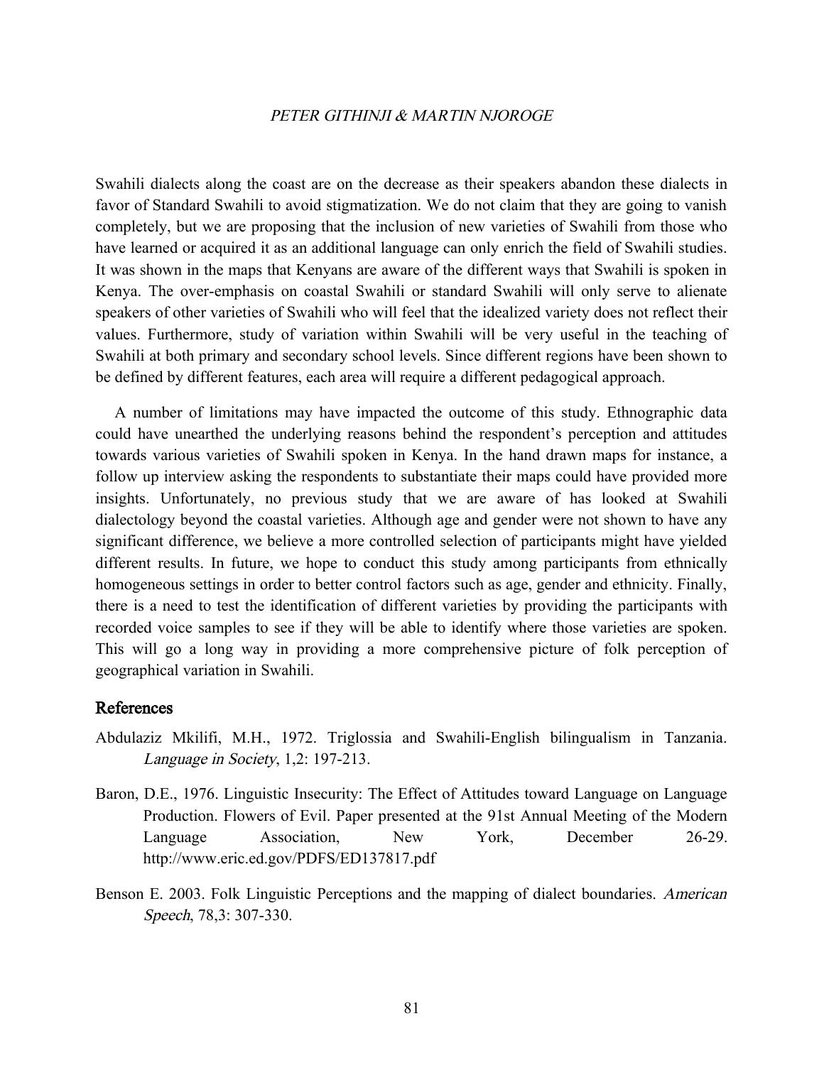Swahili dialects along the coast are on the decrease as their speakers abandon these dialects in favor of Standard Swahili to avoid stigmatization. We do not claim that they are going to vanish completely, but we are proposing that the inclusion of new varieties of Swahili from those who have learned or acquired it as an additional language can only enrich the field of Swahili studies. It was shown in the maps that Kenyans are aware of the different ways that Swahili is spoken in Kenya. The over-emphasis on coastal Swahili or standard Swahili will only serve to alienate speakers of other varieties of Swahili who will feel that the idealized variety does not reflect their values. Furthermore, study of variation within Swahili will be very useful in the teaching of Swahili at both primary and secondary school levels. Since different regions have been shown to be defined by different features, each area will require a different pedagogical approach.

A number of limitations may have impacted the outcome of this study. Ethnographic data could have unearthed the underlying reasons behind the respondent's perception and attitudes towards various varieties of Swahili spoken in Kenya. In the hand drawn maps for instance, a follow up interview asking the respondents to substantiate their maps could have provided more insights. Unfortunately, no previous study that we are aware of has looked at Swahili dialectology beyond the coastal varieties. Although age and gender were not shown to have any significant difference, we believe a more controlled selection of participants might have yielded different results. In future, we hope to conduct this study among participants from ethnically homogeneous settings in order to better control factors such as age, gender and ethnicity. Finally, there is a need to test the identification of different varieties by providing the participants with recorded voice samples to see if they will be able to identify where those varieties are spoken. This will go a long way in providing a more comprehensive picture of folk perception of geographical variation in Swahili.

## References

Abdulaziz Mkilifi, M.H., 1972. Triglossia and Swahili-English bilingualism in Tanzania. *Language in Society*, 1,2: 197-213.

Baron, D.E., 1976. Linguistic Insecurity: The Effect of Attitudes toward Language on Language Production. Flowers of Evil. Paper presented at the 91st Annual Meeting of the Modern Language Association, New York, December 26-29. http://www.eric.ed.gov/PDFS/ED137817.pdf

Benson E. 2003. Folk Linguistic Perceptions and the mapping of dialect boundaries. *American Speech*, 78,3: 307-330.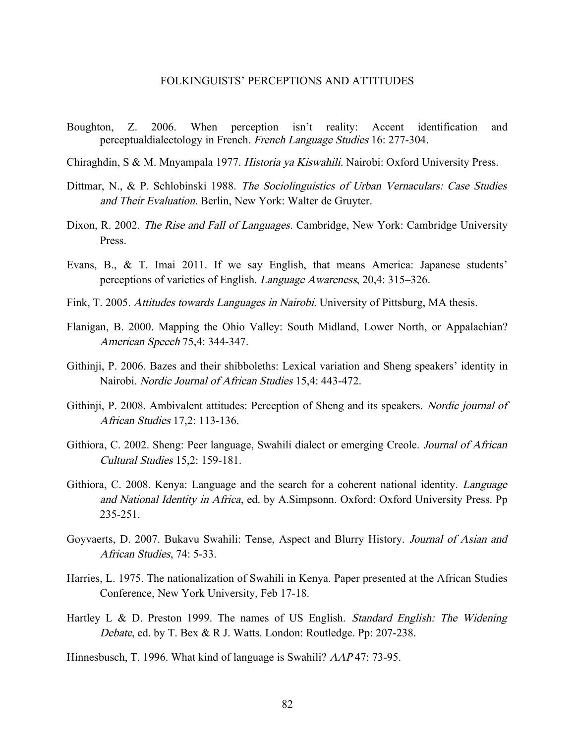Boughton, Z. 2006. When perception isn't reality: Accent identification and perceptualdialectology in French. *French Language Studies* 16: 277-304.

Chiraghdin, S & M. Mnyampala 1977. *Historia ya Kiswahili*. Nairobi: Oxford University Press.

Dittmar, N., & P. Schlobinski 1988. *The Sociolinguistics of Urban Vernaculars: Case Studies and Their Evaluation*. Berlin, New York: Walter de Gruyter.

Dixon, R. 2002. *The Rise and Fall of Languages*. Cambridge, New York: Cambridge University Press.

Evans, B., & T. Imai 2011. If we say English, that means America: Japanese students' perceptions of varieties of English. *Language Awareness*, 20,4: 315–326.

Fink, T. 2005. *Attitudes towards Languages in Nairobi*. University of Pittsburg, MA thesis.

Flanigan, B. 2000. Mapping the Ohio Valley: South Midland, Lower North, or Appalachian? *American Speech* 75,4: 344-347.

Githinji, P. 2006. Bazes and their shibboleths: Lexical variation and Sheng speakers' identity in Nairobi. *Nordic Journal of African Studies* 15,4: 443-472.

Githinji, P. 2008. Ambivalent attitudes: Perception of Sheng and its speakers. *Nordic journal of African Studies* 17,2: 113-136.

Githiora, C. 2002. Sheng: Peer language, Swahili dialect or emerging Creole. *Journal of African Cultural Studies* 15,2: 159-181.

Githiora, C. 2008. Kenya: Language and the search for a coherent national identity. *Language and National Identity in Africa*, ed. by A.Simpsonn. Oxford: Oxford University Press. Pp 235-251.

Goyvaerts, D. 2007. Bukavu Swahili: Tense, Aspect and Blurry History. *Journal of Asian and African Studies*, 74: 5-33.

Harries, L. 1975. The nationalization of Swahili in Kenya. Paper presented at the African Studies Conference, New York University, Feb 17-18.

Hartley L & D. Preston 1999. The names of US English. *Standard English: The Widening Debate*, ed. by T. Bex & R J. Watts. London: Routledge. Pp: 207-238.

Hinnesbusch, T. 1996. What kind of language is Swahili? *AAP* 47: 73-95.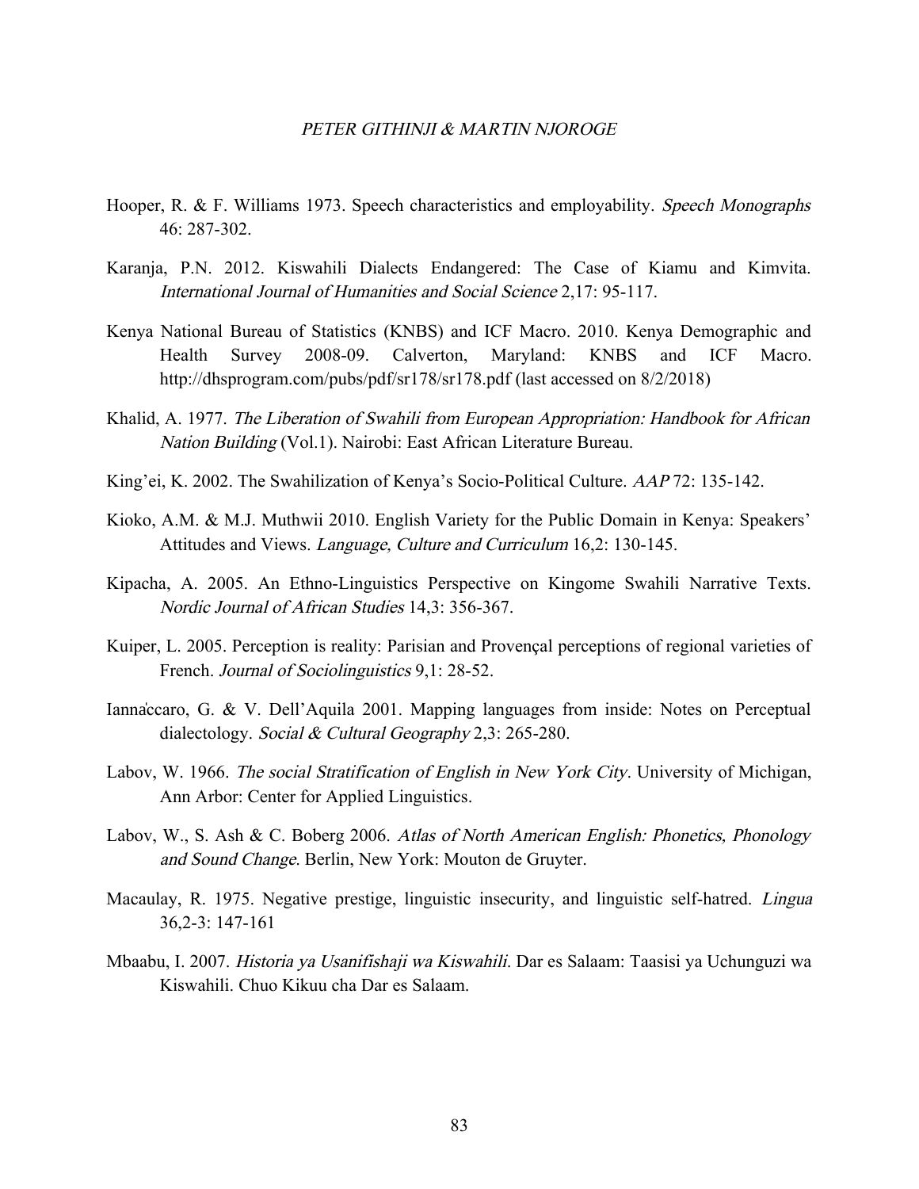Hooper, R. & F. Williams 1973. Speech characteristics and employability. *Speech Monographs* 46: 287-302.

Karanja, P.N. 2012. Kiswahili Dialects Endangered: The Case of Kiamu and Kimvita. *International Journal of Humanities and Social Science* 2,17: 95-117.

Kenya National Bureau of Statistics (KNBS) and ICF Macro. 2010. Kenya Demographic and Health Survey 2008-09. Calverton, Maryland: KNBS and ICF Macro. http://dhsprogram.com/pubs/pdf/sr178/sr178.pdf (last accessed on 8/2/2018)

Khalid, A. 1977. *The Liberation of Swahili from European Appropriation: Handbook for African Nation Building* (Vol.1). Nairobi: East African Literature Bureau.

King'ei, K. 2002. The Swahilization of Kenya's Socio-Political Culture. *AAP* 72: 135-142.

Kioko, A.M. & M.J. Muthwii 2010. English Variety for the Public Domain in Kenya: Speakers' Attitudes and Views. *Language, Culture and Curriculum* 16,2: 130-145.

Kipacha, A. 2005. An Ethno-Linguistics Perspective on Kingome Swahili Narrative Texts. *Nordic Journal of African Studies* 14,3: 356-367.

Kuiper, L. 2005. Perception is reality: Parisian and Provençal perceptions of regional varieties of French. *Journal of Sociolinguistics* 9,1: 28-52.

Iannàccaro, G. & V. Dell'Aquila 2001. Mapping languages from inside: Notes on Perceptual dialectology. *Social & Cultural Geography* 2,3: 265-280.

Labov, W. 1966. *The social Stratification of English in New York City*. University of Michigan, Ann Arbor: Center for Applied Linguistics.

Labov, W., S. Ash & C. Boberg 2006. *Atlas of North American English: Phonetics, Phonology and Sound Change*. Berlin, New York: Mouton de Gruyter.

Macaulay, R. 1975. Negative prestige, linguistic insecurity, and linguistic self-hatred. *Lingua* 36,2-3: 147-161

Mbaabu, I. 2007. *Historia ya Usanifishaji wa Kiswahili*. Dar es Salaam: Taasisi ya Uchunguzi wa Kiswahili. Chuo Kikuu cha Dar es Salaam.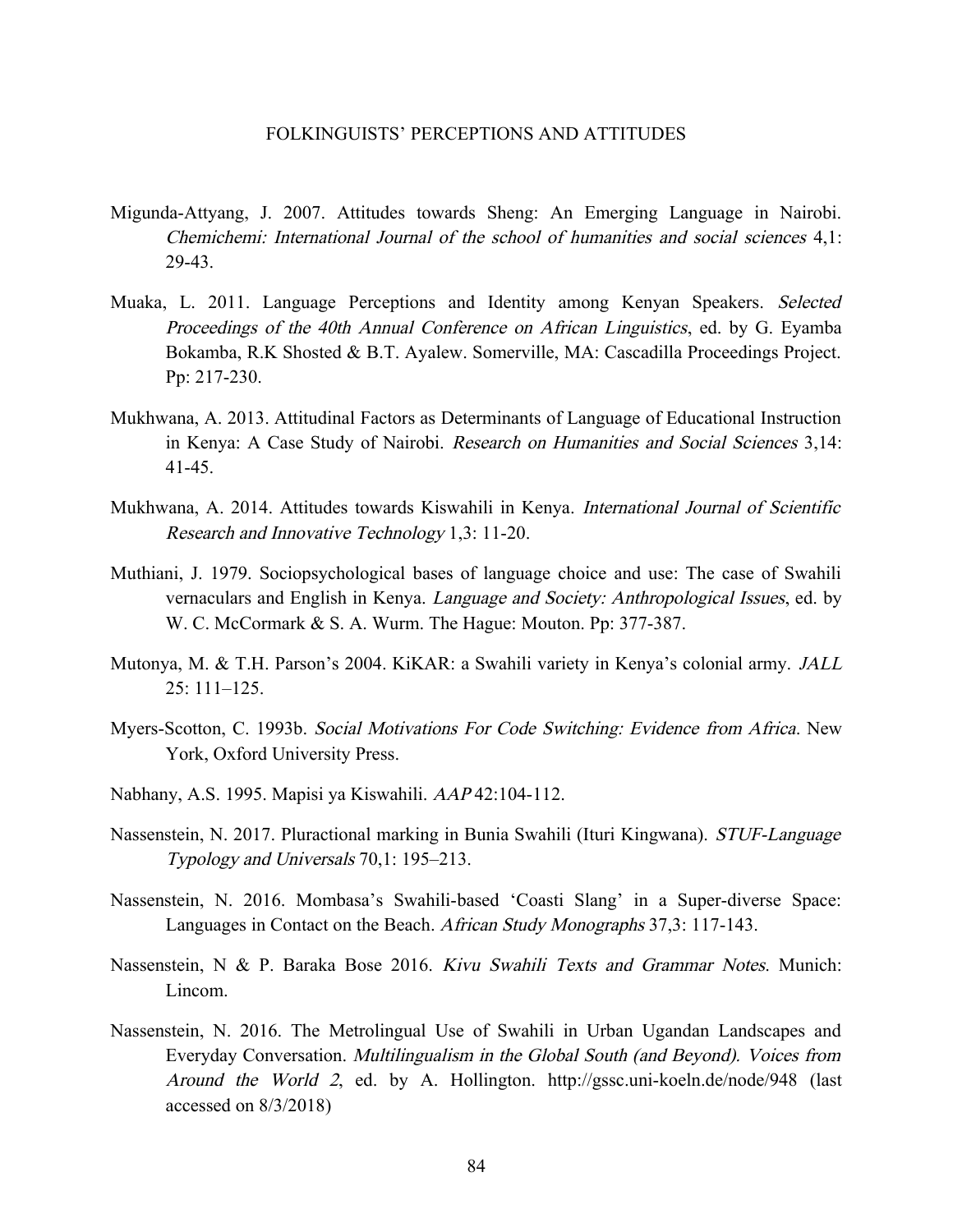Migunda-Attyang, J. 2007. Attitudes towards Sheng: An Emerging Language in Nairobi. *Chemichemi: International Journal of the school of humanities and social sciences* 4,1: 29-43.

Muaka, L. 2011. Language Perceptions and Identity among Kenyan Speakers. *Selected Proceedings of the 40th Annual Conference on African Linguistics*, ed. by G. Eyamba Bokamba, R.K Shosted & B.T. Ayalew. Somerville, MA: Cascadilla Proceedings Project. Pp: 217-230.

Mukhwana, A. 2013. Attitudinal Factors as Determinants of Language of Educational Instruction in Kenya: A Case Study of Nairobi. *Research on Humanities and Social Sciences* 3,14: 41-45.

Mukhwana, A. 2014. Attitudes towards Kiswahili in Kenya. *International Journal of Scientific Research and Innovative Technology* 1,3: 11-20.

Muthiani, J. 1979. Sociopsychological bases of language choice and use: The case of Swahili vernaculars and English in Kenya. *Language and Society: Anthropological Issues*, ed. by W. C. McCormark & S. A. Wurm. The Hague: Mouton. Pp: 377-387.

Mutonya, M. & T.H. Parson's 2004. KiKAR: a Swahili variety in Kenya's colonial army. *JALL* 25: 111–125.

Myers-Scotton, C. 1993b. *Social Motivations For Code Switching: Evidence from Africa*. New York, Oxford University Press.

Nabhany, A.S. 1995. Mapisi ya Kiswahili. *AAP* 42:104-112.

Nassenstein, N. 2017. Pluractional marking in Bunia Swahili (Ituri Kingwana). *STUF-Language Typology and Universals* 70,1: 195–213.

Nassenstein, N. 2016. Mombasa's Swahili-based 'Coasti Slang' in a Super-diverse Space: Languages in Contact on the Beach. *African Study Monographs* 37,3: 117-143.

Nassenstein, N & P. Baraka Bose 2016. *Kivu Swahili Texts and Grammar Notes*. Munich: Lincom.

Nassenstein, N. 2016. The Metrolingual Use of Swahili in Urban Ugandan Landscapes and Everyday Conversation. *Multilingualism in the Global South (and Beyond). Voices from Around the World 2*, ed. by A. Hollington. http://gssc.uni-koeln.de/node/948 (last accessed on 8/3/2018)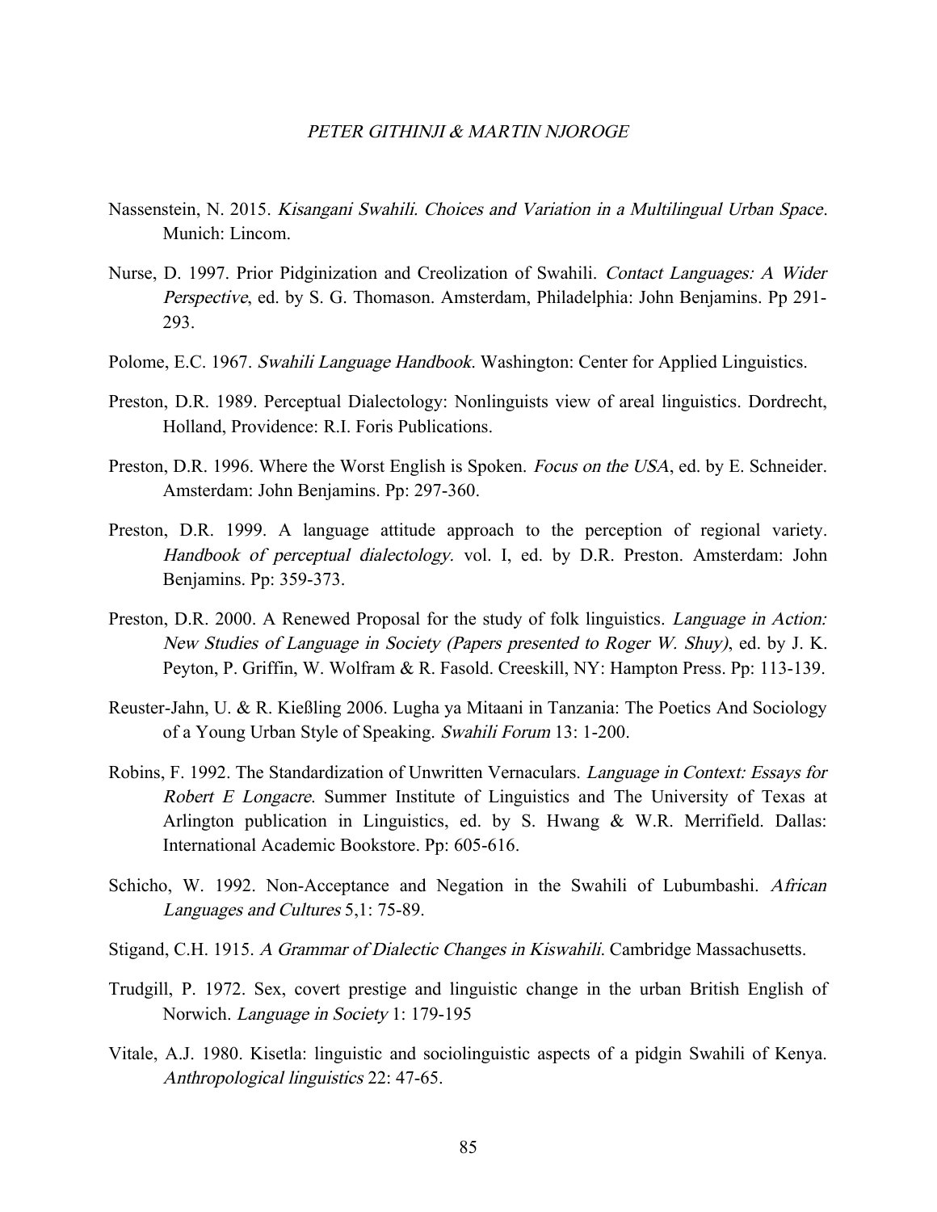Nassenstein, N. 2015. *Kisangani Swahili. Choices and Variation in a Multilingual Urban Space*. Munich: Lincom.

Nurse, D. 1997. Prior Pidginization and Creolization of Swahili. *Contact Languages: A Wider Perspective*, ed. by S. G. Thomason. Amsterdam, Philadelphia: John Benjamins. Pp 291-293.

Polome, E.C. 1967. *Swahili Language Handbook*. Washington: Center for Applied Linguistics.

Preston, D.R. 1989. Perceptual Dialectology: Nonlinguists view of areal linguistics. Dordrecht, Holland, Providence: R.I. Foris Publications.

Preston, D.R. 1996. Where the Worst English is Spoken. *Focus on the USA*, ed. by E. Schneider. Amsterdam: John Benjamins. Pp: 297-360.

Preston, D.R. 1999. A language attitude approach to the perception of regional variety. *Handbook of perceptual dialectology*. vol. I, ed. by D.R. Preston. Amsterdam: John Benjamins. Pp: 359-373.

Preston, D.R. 2000. A Renewed Proposal for the study of folk linguistics. *Language in Action: New Studies of Language in Society (Papers presented to Roger W. Shuy)*, ed. by J. K. Peyton, P. Griffin, W. Wolfram & R. Fasold. Creeskill, NY: Hampton Press. Pp: 113-139.

Reuster-Jahn, U. & R. Kießling 2006. Lugha ya Mitaani in Tanzania: The Poetics And Sociology of a Young Urban Style of Speaking. *Swahili Forum* 13: 1-200.

Robins, F. 1992. The Standardization of Unwritten Vernaculars. *Language in Context: Essays for Robert E Longacre*. Summer Institute of Linguistics and The University of Texas at Arlington publication in Linguistics, ed. by S. Hwang & W.R. Merrifield. Dallas: International Academic Bookstore. Pp: 605-616.

Schicho, W. 1992. Non-Acceptance and Negation in the Swahili of Lubumbashi. *African Languages and Cultures* 5,1: 75-89.

Stigand, C.H. 1915. *A Grammar of Dialectic Changes in Kiswahili*. Cambridge Massachusetts.

Trudgill, P. 1972. Sex, covert prestige and linguistic change in the urban British English of Norwich. *Language in Society* 1: 179-195

Vitale, A.J. 1980. Kisetla: linguistic and sociolinguistic aspects of a pidgin Swahili of Kenya. *Anthropological linguistics* 22: 47-65.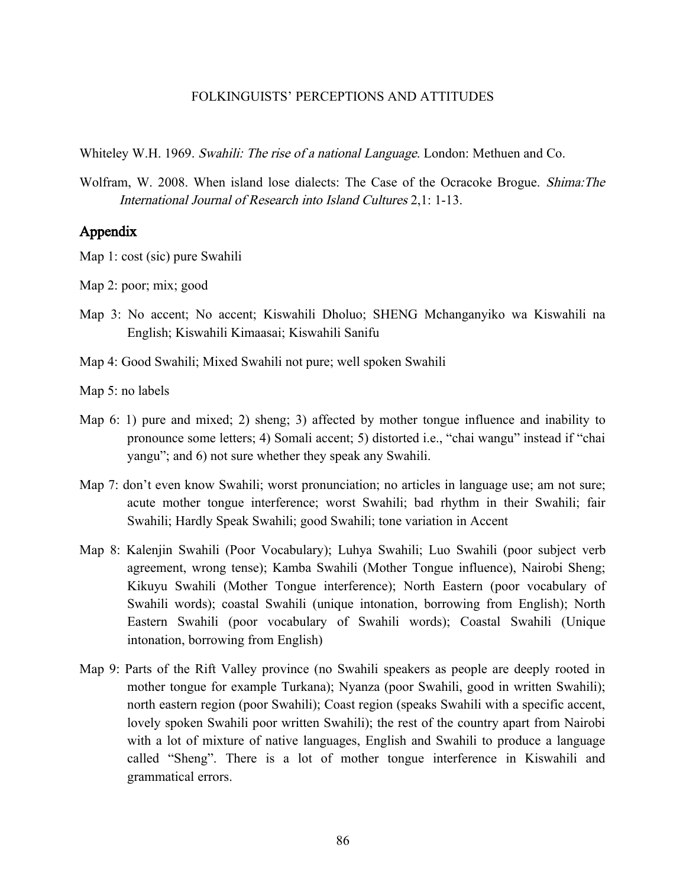Whiteley W.H. 1969. *Swahili: The rise of a national Language*. London: Methuen and Co.

Wolfram, W. 2008. When island lose dialects: The Case of the Ocracoke Brogue. *Shima:The International Journal of Research into Island Cultures* 2,1: 1-13.

## Appendix

Map 1: cost (sic) pure Swahili

Map 2: poor; mix; good

Map 3: No accent; No accent; Kiswahili Dholuo; SHENG Mchanganyiko wa Kiswahili na English; Kiswahili Kimaasai; Kiswahili Sanifu

Map 4: Good Swahili; Mixed Swahili not pure; well spoken Swahili

Map 5: no labels

Map 6: 1) pure and mixed; 2) sheng; 3) affected by mother tongue influence and inability to pronounce some letters; 4) Somali accent; 5) distorted i.e., "chai wangu" instead if "chai yangu"; and 6) not sure whether they speak any Swahili.

Map 7: don't even know Swahili; worst pronunciation; no articles in language use; am not sure; acute mother tongue interference; worst Swahili; bad rhythm in their Swahili; fair Swahili; Hardly Speak Swahili; good Swahili; tone variation in Accent

Map 8: Kalenjin Swahili (Poor Vocabulary); Luhya Swahili; Luo Swahili (poor subject verb agreement, wrong tense); Kamba Swahili (Mother Tongue influence), Nairobi Sheng; Kikuyu Swahili (Mother Tongue interference); North Eastern (poor vocabulary of Swahili words); coastal Swahili (unique intonation, borrowing from English); North Eastern Swahili (poor vocabulary of Swahili words); Coastal Swahili (Unique intonation, borrowing from English)

Map 9: Parts of the Rift Valley province (no Swahili speakers as people are deeply rooted in mother tongue for example Turkana); Nyanza (poor Swahili, good in written Swahili); north eastern region (poor Swahili); Coast region (speaks Swahili with a specific accent, lovely spoken Swahili poor written Swahili); the rest of the country apart from Nairobi with a lot of mixture of native languages, English and Swahili to produce a language called "Sheng". There is a lot of mother tongue interference in Kiswahili and grammatical errors.